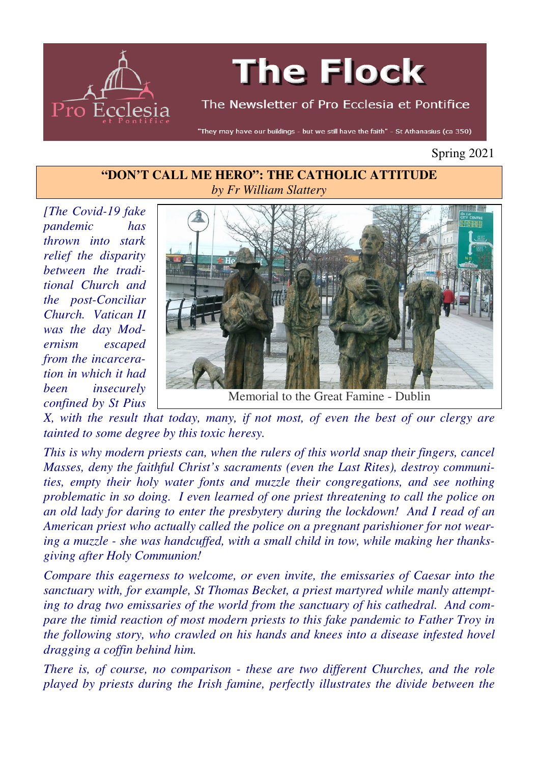# The Flock

The Newsletter of Pro Ecclesia et Pontifice

"They may have our buildings - but we still have the faith" - St Athanasius (ca 350)

Spring 2021

## "DON'T CALL ME HERO": THE CATHOLIC ATTITUDE

*by Fr William Slattery*

Memorial to the Great Famine - Dublin

*[The Covid-19 fake pandemic has thrown into stark relief the disparity between the traditional Church and the post-Conciliar Church. Vatican II was the day Modernism escaped from the incarceration in which it had been insecurely confined by St Pius X, with the result that today, many, if not most, of even the best of our clergy are tainted to some degree by this toxic heresy.*

*This is why modern priests can, when the rulers of this world snap their fingers, cancel Masses, deny the faithful Christ's sacraments (even the Last Rites), destroy communities, empty their holy water fonts and muzzle their congregations, and see nothing problematic in so doing. I even learned of one priest threatening to call the police on an old lady for daring to enter the presbytery during the lockdown! And I read of an American priest who actually called the police on a pregnant parishioner for not wearing a muzzle - she was handcuffed, with a small child in tow, while making her thanksgiving after Holy Communion!*

*Compare this eagerness to welcome, or even invite, the emissaries of Caesar into the sanctuary with, for example, St Thomas Becket, a priest martyred while manly attempting to drag two emissaries of the world from the sanctuary of his cathedral. And compare the timid reaction of most modern priests to this fake pandemic to Father Troy in the following story, who crawled on his hands and knees into a disease infested hovel dragging a coffin behind him.*

*There is, of course, no comparison - these are two different Churches, and the role played by priests during the Irish famine, perfectly illustrates the divide between the*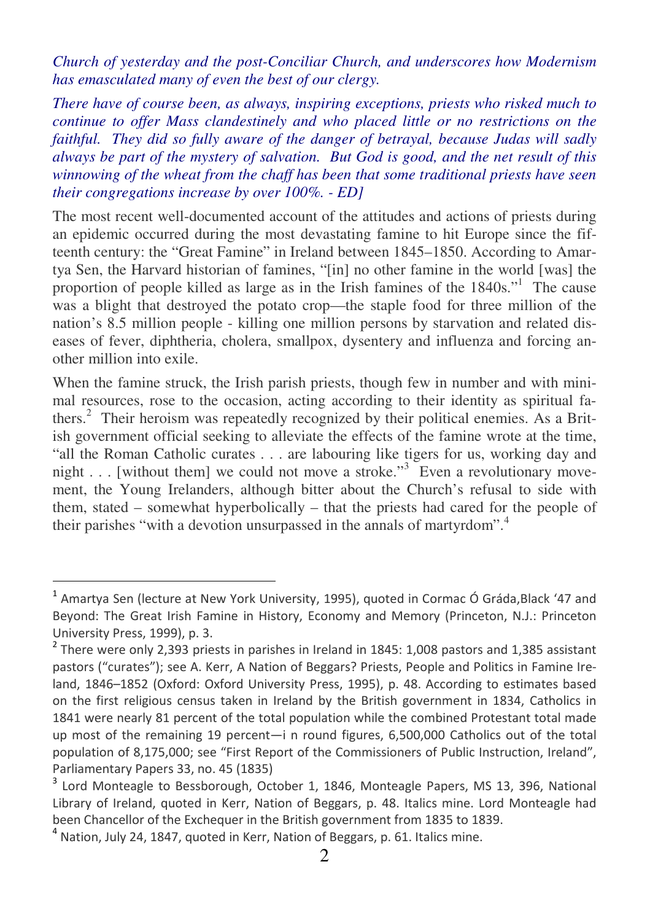*Church of yesterday and the post-Conciliar Church, and underscores how Modernism has emasculated many of even the best of our clergy.*

*There have of course been, as always, inspiring exceptions, priests who risked much to continue to offer Mass clandestinely and who placed little or no restrictions on the faithful. They did so fully aware of the danger of betrayal, because Judas will sadly always be part of the mystery of salvation. But God is good, and the net result of this winnowing of the wheat from the chaff has been that some traditional priests have seen their congregations increase by over 100%. - ED]*

The most recent well-documented account of the attitudes and actions of priests during an epidemic occurred during the most devastating famine to hit Europe since the fifteenth century: the "Great Famine" in Ireland between 1845–1850. According to Amartya Sen, the Harvard historian of famines, "[in] no other famine in the world [was] the proportion of people killed as large as in the Irish famines of the 1840s."[1] The cause was a blight that destroyed the potato crop—the staple food for three million of the nation's 8.5 million people - killing one million persons by starvation and related diseases of fever, diphtheria, cholera, smallpox, dysentery and influenza and forcing another million into exile.

When the famine struck, the Irish parish priests, though few in number and with minimal resources, rose to the occasion, acting according to their identity as spiritual fathers.[2] Their heroism was repeatedly recognized by their political enemies. As a British government official seeking to alleviate the effects of the famine wrote at the time, "all the Roman Catholic curates . . . are labouring like tigers for us, working day and night . . . [without them] we could not move a stroke."[3] Even a revolutionary movement, the Young Irelanders, although bitter about the Church's refusal to side with them, stated – somewhat hyperbolically – that the priests had cared for the people of their parishes "with a devotion unsurpassed in the annals of martyrdom".[4]

---

[1] Amartya Sen (lecture at New York University, 1995), quoted in Cormac Ó Gráda,Black '47 and Beyond: The Great Irish Famine in History, Economy and Memory (Princeton, N.J.: Princeton University Press, 1999), p. 3.

[2] There were only 2,393 priests in parishes in Ireland in 1845: 1,008 pastors and 1,385 assistant pastors ("curates"); see A. Kerr, A Nation of Beggars? Priests, People and Politics in Famine Ireland, 1846–1852 (Oxford: Oxford University Press, 1995), p. 48. According to estimates based on the first religious census taken in Ireland by the British government in 1834, Catholics in 1841 were nearly 81 percent of the total population while the combined Protestant total made up most of the remaining 19 percent—i n round figures, 6,500,000 Catholics out of the total population of 8,175,000; see "First Report of the Commissioners of Public Instruction, Ireland", Parliamentary Papers 33, no. 45 (1835)

[3] Lord Monteagle to Bessborough, October 1, 1846, Monteagle Papers, MS 13, 396, National Library of Ireland, quoted in Kerr, Nation of Beggars, p. 48. Italics mine. Lord Monteagle had been Chancellor of the Exchequer in the British government from 1835 to 1839.

[4] Nation, July 24, 1847, quoted in Kerr, Nation of Beggars, p. 61. Italics mine.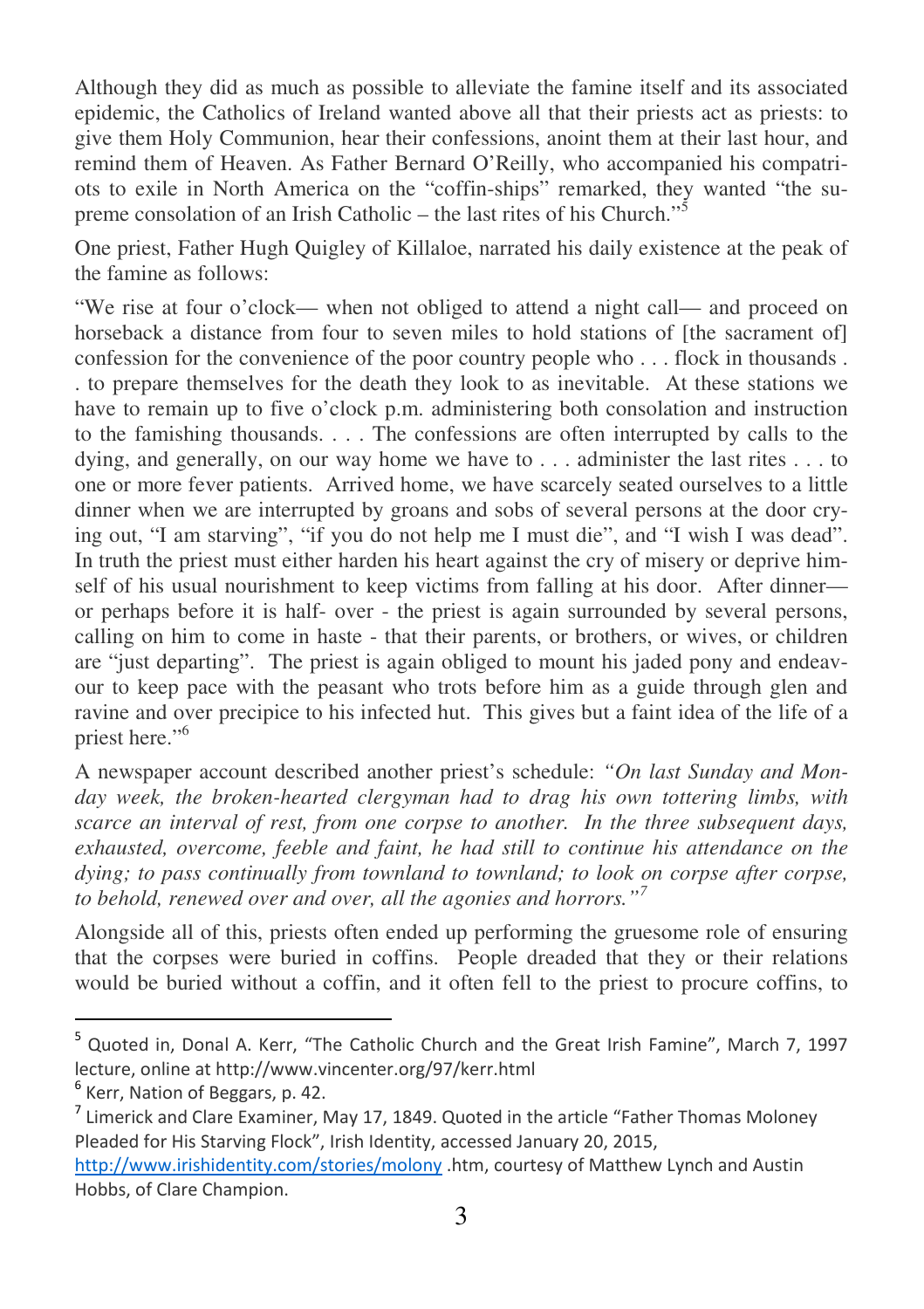Although they did as much as possible to alleviate the famine itself and its associated epidemic, the Catholics of Ireland wanted above all that their priests act as priests: to give them Holy Communion, hear their confessions, anoint them at their last hour, and remind them of Heaven. As Father Bernard O'Reilly, who accompanied his compatriots to exile in North America on the "coffin-ships" remarked, they wanted "the supreme consolation of an Irish Catholic – the last rites of his Church."[5]

One priest, Father Hugh Quigley of Killaloe, narrated his daily existence at the peak of the famine as follows:

"We rise at four o'clock— when not obliged to attend a night call— and proceed on horseback a distance from four to seven miles to hold stations of [the sacrament of] confession for the convenience of the poor country people who . . . flock in thousands . . to prepare themselves for the death they look to as inevitable. At these stations we have to remain up to five o'clock p.m. administering both consolation and instruction to the famishing thousands. . . . The confessions are often interrupted by calls to the dying, and generally, on our way home we have to . . . administer the last rites . . . to one or more fever patients. Arrived home, we have scarcely seated ourselves to a little dinner when we are interrupted by groans and sobs of several persons at the door crying out, "I am starving", "if you do not help me I must die", and "I wish I was dead". In truth the priest must either harden his heart against the cry of misery or deprive himself of his usual nourishment to keep victims from falling at his door. After dinner— or perhaps before it is half- over - the priest is again surrounded by several persons, calling on him to come in haste - that their parents, or brothers, or wives, or children are "just departing". The priest is again obliged to mount his jaded pony and endeavour to keep pace with the peasant who trots before him as a guide through glen and ravine and over precipice to his infected hut. This gives but a faint idea of the life of a priest here."[6]

A newspaper account described another priest's schedule: *"On last Sunday and Monday week, the broken-hearted clergyman had to drag his own tottering limbs, with scarce an interval of rest, from one corpse to another. In the three subsequent days, exhausted, overcome, feeble and faint, he had still to continue his attendance on the dying; to pass continually from townland to townland; to look on corpse after corpse, to behold, renewed over and over, all the agonies and horrors."*[7]

Alongside all of this, priests often ended up performing the gruesome role of ensuring that the corpses were buried in coffins. People dreaded that they or their relations would be buried without a coffin, and it often fell to the priest to procure coffins, to

---

[5] Quoted in, Donal A. Kerr, "The Catholic Church and the Great Irish Famine", March 7, 1997 lecture, online at http://www.vincenter.org/97/kerr.html

[6] Kerr, Nation of Beggars, p. 42.

[7] Limerick and Clare Examiner, May 17, 1849. Quoted in the article "Father Thomas Moloney Pleaded for His Starving Flock", Irish Identity, accessed January 20, 2015, http://www.irishidentity.com/stories/molony .htm, courtesy of Matthew Lynch and Austin Hobbs, of Clare Champion.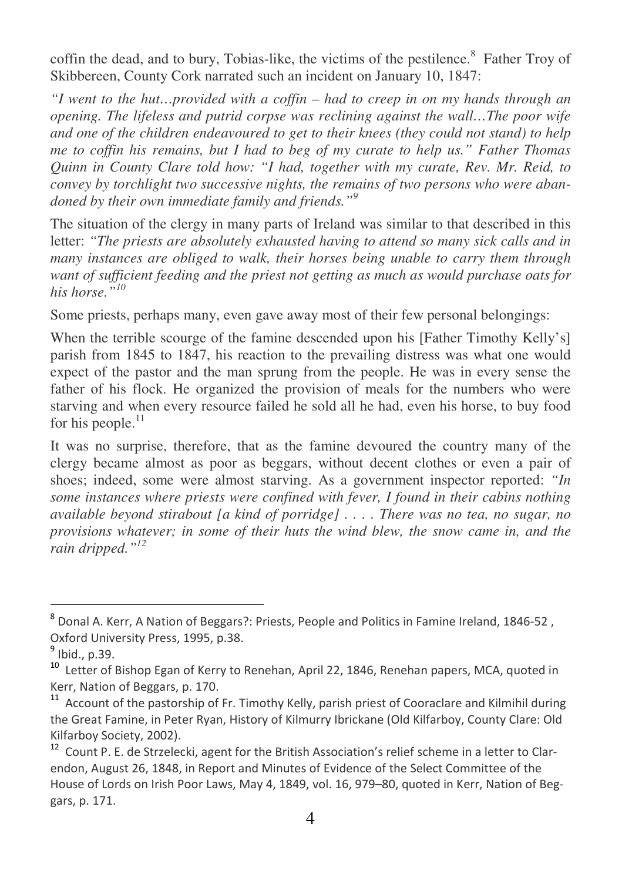coffin the dead, and to bury, Tobias-like, the victims of the pestilence.[8] Father Troy of Skibbereen, County Cork narrated such an incident on January 10, 1847:

*"I went to the hut…provided with a coffin – had to creep in on my hands through an opening. The lifeless and putrid corpse was reclining against the wall…The poor wife and one of the children endeavoured to get to their knees (they could not stand) to help me to coffin his remains, but I had to beg of my curate to help us." Father Thomas Quinn in County Clare told how: "I had, together with my curate, Rev. Mr. Reid, to convey by torchlight two successive nights, the remains of two persons who were abandoned by their own immediate family and friends."*[9]

The situation of the clergy in many parts of Ireland was similar to that described in this letter: *"The priests are absolutely exhausted having to attend so many sick calls and in many instances are obliged to walk, their horses being unable to carry them through want of sufficient feeding and the priest not getting as much as would purchase oats for his horse."*[10]

Some priests, perhaps many, even gave away most of their few personal belongings:

When the terrible scourge of the famine descended upon his [Father Timothy Kelly's] parish from 1845 to 1847, his reaction to the prevailing distress was what one would expect of the pastor and the man sprung from the people. He was in every sense the father of his flock. He organized the provision of meals for the numbers who were starving and when every resource failed he sold all he had, even his horse, to buy food for his people.[11]

It was no surprise, therefore, that as the famine devoured the country many of the clergy became almost as poor as beggars, without decent clothes or even a pair of shoes; indeed, some were almost starving. As a government inspector reported: *"In some instances where priests were confined with fever, I found in their cabins nothing available beyond stirabout [a kind of porridge] . . . . There was no tea, no sugar, no provisions whatever; in some of their huts the wind blew, the snow came in, and the rain dripped."*[12]

---

[8] Donal A. Kerr, A Nation of Beggars?: Priests, People and Politics in Famine Ireland, 1846-52 , Oxford University Press, 1995, p.38.

[9] Ibid., p.39.

[10] Letter of Bishop Egan of Kerry to Renehan, April 22, 1846, Renehan papers, MCA, quoted in Kerr, Nation of Beggars, p. 170.

[11] Account of the pastorship of Fr. Timothy Kelly, parish priest of Cooraclare and Kilmihil during the Great Famine, in Peter Ryan, History of Kilmurry Ibrickane (Old Kilfarboy, County Clare: Old Kilfarboy Society, 2002).

[12] Count P. E. de Strzelecki, agent for the British Association's relief scheme in a letter to Clarendon, August 26, 1848, in Report and Minutes of Evidence of the Select Committee of the House of Lords on Irish Poor Laws, May 4, 1849, vol. 16, 979–80, quoted in Kerr, Nation of Beggars, p. 171.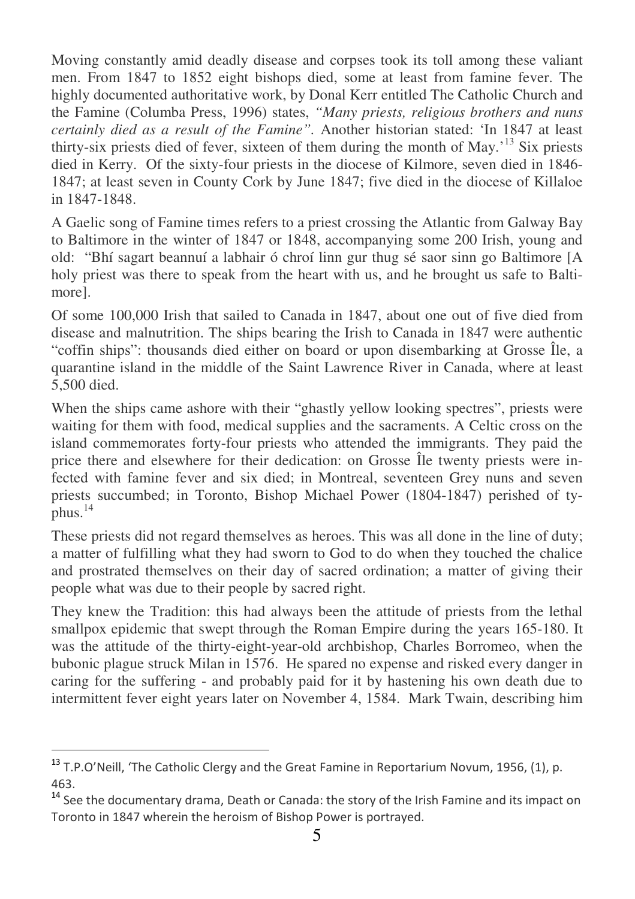Moving constantly amid deadly disease and corpses took its toll among these valiant men. From 1847 to 1852 eight bishops died, some at least from famine fever. The highly documented authoritative work, by Donal Kerr entitled The Catholic Church and the Famine (Columba Press, 1996) states, *"Many priests, religious brothers and nuns certainly died as a result of the Famine"*. Another historian stated: 'In 1847 at least thirty-six priests died of fever, sixteen of them during the month of May.'[13] Six priests died in Kerry. Of the sixty-four priests in the diocese of Kilmore, seven died in 1846-1847; at least seven in County Cork by June 1847; five died in the diocese of Killaloe in 1847-1848.

A Gaelic song of Famine times refers to a priest crossing the Atlantic from Galway Bay to Baltimore in the winter of 1847 or 1848, accompanying some 200 Irish, young and old: "Bhí sagart beannuí a labhair ó chroí linn gur thug sé saor sinn go Baltimore [A holy priest was there to speak from the heart with us, and he brought us safe to Baltimore].

Of some 100,000 Irish that sailed to Canada in 1847, about one out of five died from disease and malnutrition. The ships bearing the Irish to Canada in 1847 were authentic "coffin ships": thousands died either on board or upon disembarking at Grosse Île, a quarantine island in the middle of the Saint Lawrence River in Canada, where at least 5,500 died.

When the ships came ashore with their "ghastly yellow looking spectres", priests were waiting for them with food, medical supplies and the sacraments. A Celtic cross on the island commemorates forty-four priests who attended the immigrants. They paid the price there and elsewhere for their dedication: on Grosse Île twenty priests were infected with famine fever and six died; in Montreal, seventeen Grey nuns and seven priests succumbed; in Toronto, Bishop Michael Power (1804-1847) perished of typhus.[14]

These priests did not regard themselves as heroes. This was all done in the line of duty; a matter of fulfilling what they had sworn to God to do when they touched the chalice and prostrated themselves on their day of sacred ordination; a matter of giving their people what was due to their people by sacred right.

They knew the Tradition: this had always been the attitude of priests from the lethal smallpox epidemic that swept through the Roman Empire during the years 165-180. It was the attitude of the thirty-eight-year-old archbishop, Charles Borromeo, when the bubonic plague struck Milan in 1576. He spared no expense and risked every danger in caring for the suffering - and probably paid for it by hastening his own death due to intermittent fever eight years later on November 4, 1584. Mark Twain, describing him

---

[13] T.P.O'Neill, 'The Catholic Clergy and the Great Famine in Reportarium Novum, 1956, (1), p. 463.

[14] See the documentary drama, Death or Canada: the story of the Irish Famine and its impact on Toronto in 1847 wherein the heroism of Bishop Power is portrayed.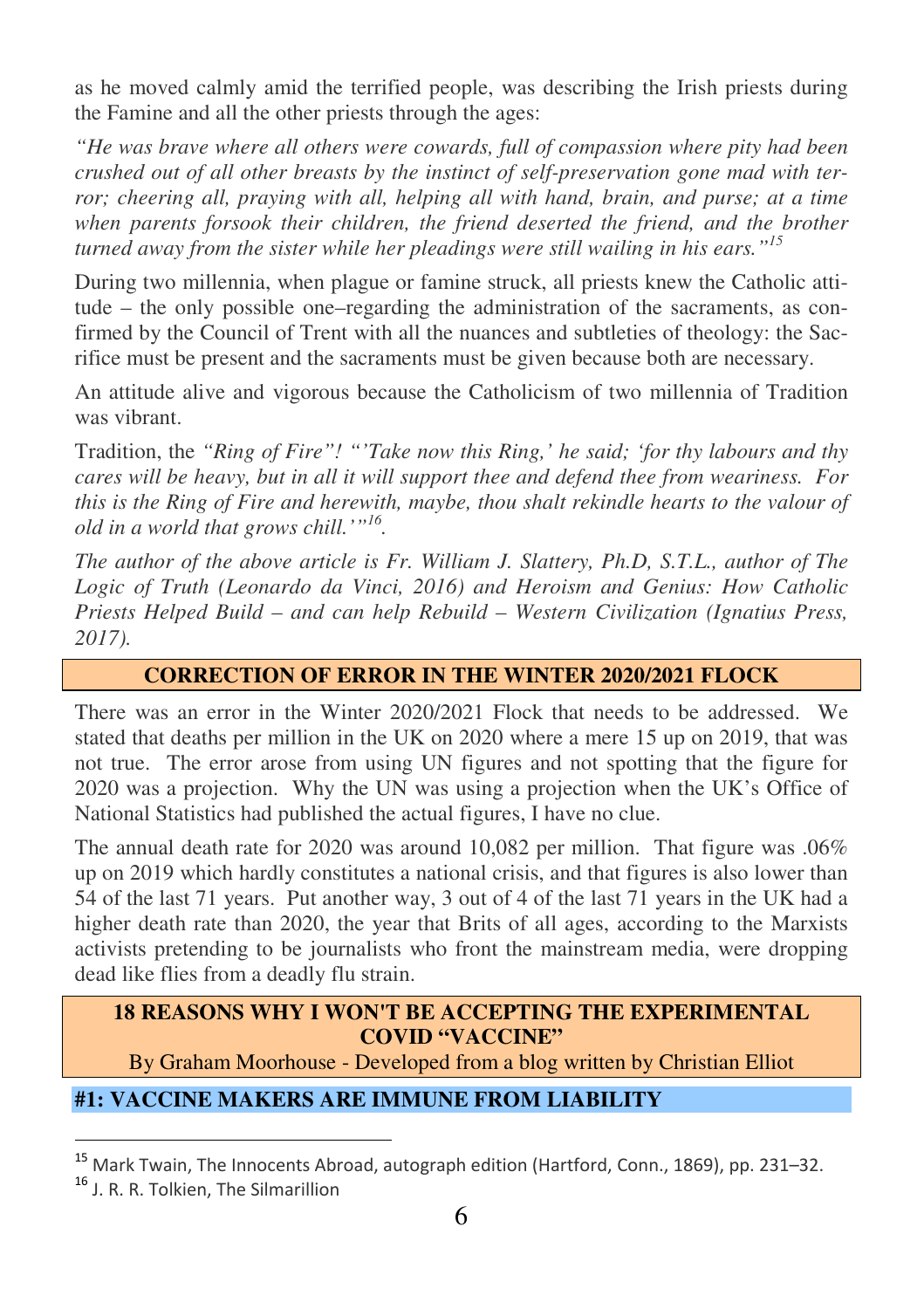as he moved calmly amid the terrified people, was describing the Irish priests during the Famine and all the other priests through the ages:

*"He was brave where all others were cowards, full of compassion where pity had been crushed out of all other breasts by the instinct of self-preservation gone mad with terror; cheering all, praying with all, helping all with hand, brain, and purse; at a time when parents forsook their children, the friend deserted the friend, and the brother turned away from the sister while her pleadings were still wailing in his ears."*[15]

During two millennia, when plague or famine struck, all priests knew the Catholic attitude – the only possible one–regarding the administration of the sacraments, as confirmed by the Council of Trent with all the nuances and subtleties of theology: the Sacrifice must be present and the sacraments must be given because both are necessary.

An attitude alive and vigorous because the Catholicism of two millennia of Tradition was vibrant.

Tradition, the *"Ring of Fire"! "'Take now this Ring,' he said; 'for thy labours and thy cares will be heavy, but in all it will support thee and defend thee from weariness. For this is the Ring of Fire and herewith, maybe, thou shalt rekindle hearts to the valour of old in a world that grows chill.'"*[16].

*The author of the above article is Fr. William J. Slattery, Ph.D, S.T.L., author of The Logic of Truth (Leonardo da Vinci, 2016) and Heroism and Genius: How Catholic Priests Helped Build – and can help Rebuild – Western Civilization (Ignatius Press, 2017).*

## CORRECTION OF ERROR IN THE WINTER 2020/2021 FLOCK

There was an error in the Winter 2020/2021 Flock that needs to be addressed. We stated that deaths per million in the UK on 2020 where a mere 15 up on 2019, that was not true. The error arose from using UN figures and not spotting that the figure for 2020 was a projection. Why the UN was using a projection when the UK's Office of National Statistics had published the actual figures, I have no clue.

The annual death rate for 2020 was around 10,082 per million. That figure was .06% up on 2019 which hardly constitutes a national crisis, and that figures is also lower than 54 of the last 71 years. Put another way, 3 out of 4 of the last 71 years in the UK had a higher death rate than 2020, the year that Brits of all ages, according to the Marxists activists pretending to be journalists who front the mainstream media, were dropping dead like flies from a deadly flu strain.

## 18 REASONS WHY I WON'T BE ACCEPTING THE EXPERIMENTAL COVID "VACCINE"

By Graham Moorhouse - Developed from a blog written by Christian Elliot

### #1: VACCINE MAKERS ARE IMMUNE FROM LIABILITY

---

[15] Mark Twain, The Innocents Abroad, autograph edition (Hartford, Conn., 1869), pp. 231–32.

[16] J. R. R. Tolkien, The Silmarillion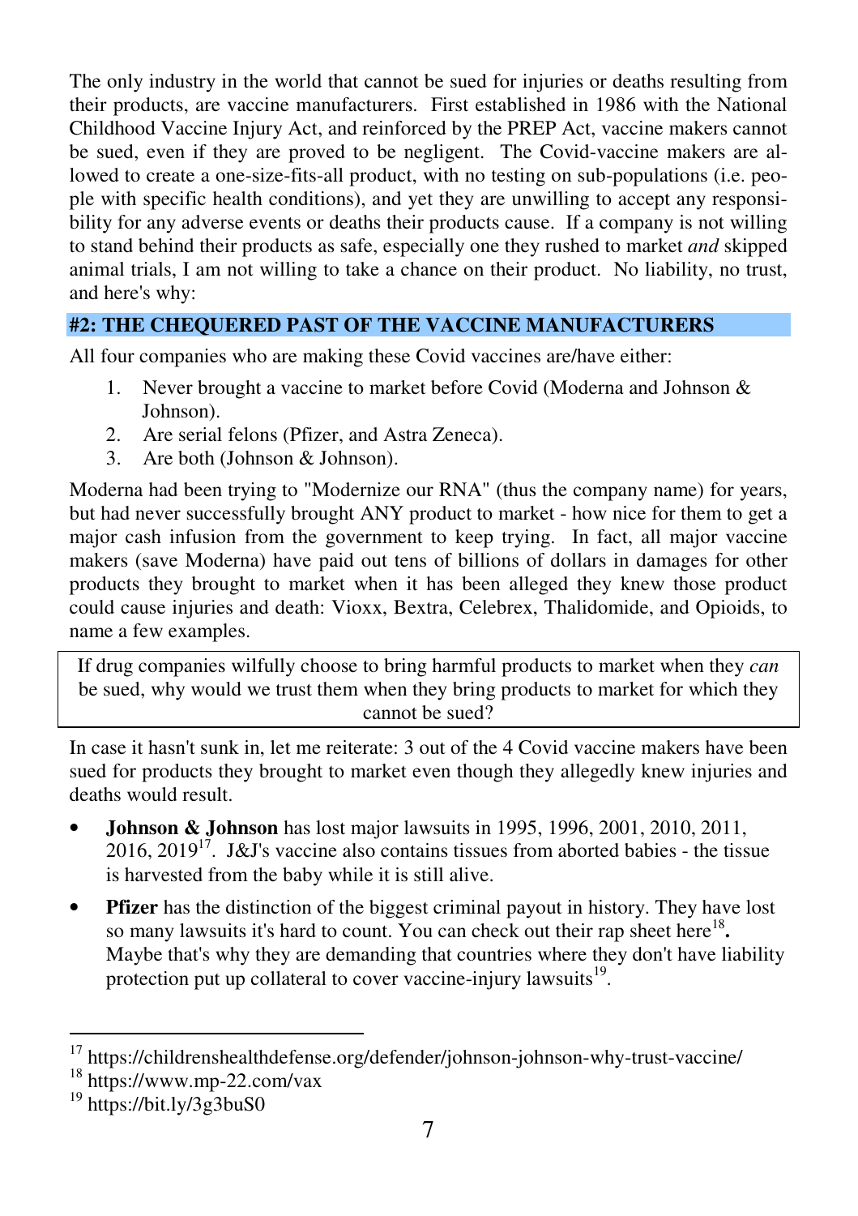The only industry in the world that cannot be sued for injuries or deaths resulting from their products, are vaccine manufacturers. First established in 1986 with the National Childhood Vaccine Injury Act, and reinforced by the PREP Act, vaccine makers cannot be sued, even if they are proved to be negligent. The Covid-vaccine makers are allowed to create a one-size-fits-all product, with no testing on sub-populations (i.e. people with specific health conditions), and yet they are unwilling to accept any responsibility for any adverse events or deaths their products cause. If a company is not willing to stand behind their products as safe, especially one they rushed to market *and* skipped animal trials, I am not willing to take a chance on their product. No liability, no trust, and here's why:

## #2: THE CHEQUERED PAST OF THE VACCINE MANUFACTURERS

All four companies who are making these Covid vaccines are/have either:

1. Never brought a vaccine to market before Covid (Moderna and Johnson & Johnson).
2. Are serial felons (Pfizer, and Astra Zeneca).
3. Are both (Johnson & Johnson).

Moderna had been trying to "Modernize our RNA" (thus the company name) for years, but had never successfully brought ANY product to market - how nice for them to get a major cash infusion from the government to keep trying. In fact, all major vaccine makers (save Moderna) have paid out tens of billions of dollars in damages for other products they brought to market when it has been alleged they knew those product could cause injuries and death: Vioxx, Bextra, Celebrex, Thalidomide, and Opioids, to name a few examples.

> If drug companies wilfully choose to bring harmful products to market when they *can* be sued, why would we trust them when they bring products to market for which they cannot be sued?

In case it hasn't sunk in, let me reiterate: 3 out of the 4 Covid vaccine makers have been sued for products they brought to market even though they allegedly knew injuries and deaths would result.

- **Johnson & Johnson** has lost major lawsuits in 1995, 1996, 2001, 2010, 2011, 2016, 2019[17]. J&J's vaccine also contains tissues from aborted babies - the tissue is harvested from the baby while it is still alive.
- **Pfizer** has the distinction of the biggest criminal payout in history. They have lost so many lawsuits it's hard to count. You can check out their rap sheet here[18]**.** Maybe that's why they are demanding that countries where they don't have liability protection put up collateral to cover vaccine-injury lawsuits[19].

---

[17] https://childrenshealthdefense.org/defender/johnson-johnson-why-trust-vaccine/

[18] https://www.mp-22.com/vax

[19] https://bit.ly/3g3buS0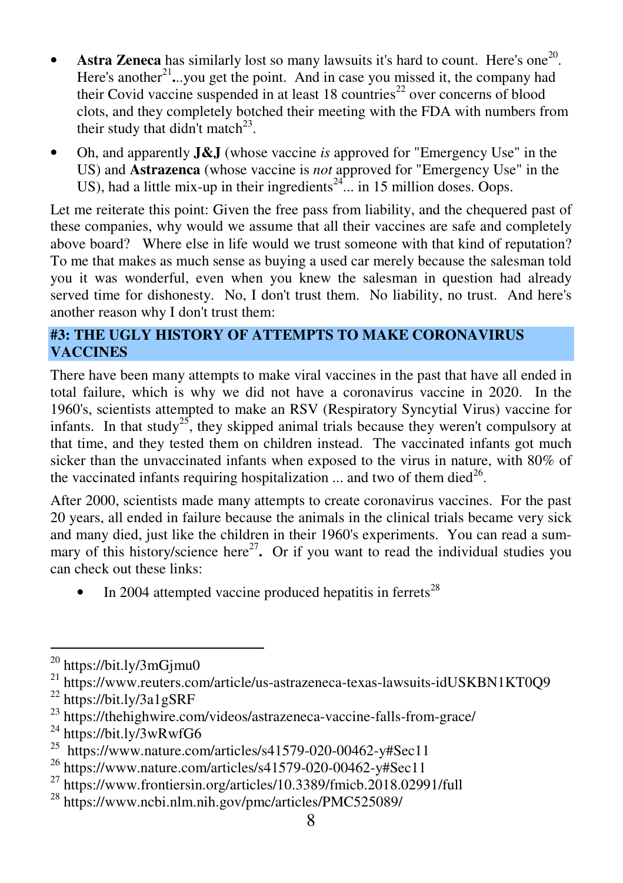- **Astra Zeneca** has similarly lost so many lawsuits it's hard to count. Here's one[20]. Here's another[21]...you get the point. And in case you missed it, the company had their Covid vaccine suspended in at least 18 countries[22] over concerns of blood clots, and they completely botched their meeting with the FDA with numbers from their study that didn't match[23].
- Oh, and apparently **J&J** (whose vaccine *is* approved for "Emergency Use" in the US) and **Astrazenca** (whose vaccine is *not* approved for "Emergency Use" in the US), had a little mix-up in their ingredients[24]... in 15 million doses. Oops.

Let me reiterate this point: Given the free pass from liability, and the chequered past of these companies, why would we assume that all their vaccines are safe and completely above board? Where else in life would we trust someone with that kind of reputation? To me that makes as much sense as buying a used car merely because the salesman told you it was wonderful, even when you knew the salesman in question had already served time for dishonesty. No, I don't trust them. No liability, no trust. And here's another reason why I don't trust them:

## #3: THE UGLY HISTORY OF ATTEMPTS TO MAKE CORONAVIRUS VACCINES

There have been many attempts to make viral vaccines in the past that have all ended in total failure, which is why we did not have a coronavirus vaccine in 2020. In the 1960's, scientists attempted to make an RSV (Respiratory Syncytial Virus) vaccine for infants. In that study[25], they skipped animal trials because they weren't compulsory at that time, and they tested them on children instead. The vaccinated infants got much sicker than the unvaccinated infants when exposed to the virus in nature, with 80% of the vaccinated infants requiring hospitalization ... and two of them died[26].

After 2000, scientists made many attempts to create coronavirus vaccines. For the past 20 years, all ended in failure because the animals in the clinical trials became very sick and many died, just like the children in their 1960's experiments. You can read a summary of this history/science here[27]**.** Or if you want to read the individual studies you can check out these links:

- In 2004 attempted vaccine produced hepatitis in ferrets[28]

---

[20] https://bit.ly/3mGjmu0
[21] https://www.reuters.com/article/us-astrazeneca-texas-lawsuits-idUSKBN1KT0Q9
[22] https://bit.ly/3a1gSRF
[23] https://thehighwire.com/videos/astrazeneca-vaccine-falls-from-grace/
[24] https://bit.ly/3wRwfG6
[25] https://www.nature.com/articles/s41579-020-00462-y#Sec11
[26] https://www.nature.com/articles/s41579-020-00462-y#Sec11
[27] https://www.frontiersin.org/articles/10.3389/fmicb.2018.02991/full
[28] https://www.ncbi.nlm.nih.gov/pmc/articles/PMC525089/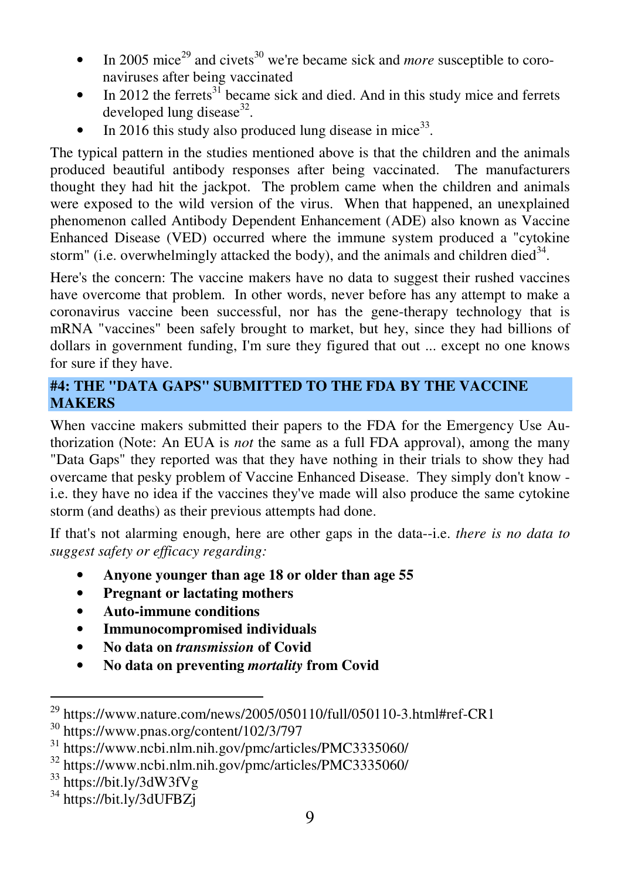- In 2005 mice[29] and civets[30] we're became sick and *more* susceptible to coronaviruses after being vaccinated
- In 2012 the ferrets[31] became sick and died. And in this study mice and ferrets developed lung disease[32].
- In 2016 this study also produced lung disease in mice[33].

The typical pattern in the studies mentioned above is that the children and the animals produced beautiful antibody responses after being vaccinated. The manufacturers thought they had hit the jackpot. The problem came when the children and animals were exposed to the wild version of the virus. When that happened, an unexplained phenomenon called Antibody Dependent Enhancement (ADE) also known as Vaccine Enhanced Disease (VED) occurred where the immune system produced a "cytokine storm" (i.e. overwhelmingly attacked the body), and the animals and children died[34].

Here's the concern: The vaccine makers have no data to suggest their rushed vaccines have overcome that problem. In other words, never before has any attempt to make a coronavirus vaccine been successful, nor has the gene-therapy technology that is mRNA "vaccines" been safely brought to market, but hey, since they had billions of dollars in government funding, I'm sure they figured that out ... except no one knows for sure if they have.

## #4: THE "DATA GAPS" SUBMITTED TO THE FDA BY THE VACCINE MAKERS

When vaccine makers submitted their papers to the FDA for the Emergency Use Authorization (Note: An EUA is *not* the same as a full FDA approval), among the many "Data Gaps" they reported was that they have nothing in their trials to show they had overcame that pesky problem of Vaccine Enhanced Disease. They simply don't know - i.e. they have no idea if the vaccines they've made will also produce the same cytokine storm (and deaths) as their previous attempts had done.

If that's not alarming enough, here are other gaps in the data--i.e. *there is no data to suggest safety or efficacy regarding:*

- **Anyone younger than age 18 or older than age 55**
- **Pregnant or lactating mothers**
- **Auto-immune conditions**
- **Immunocompromised individuals**
- **No data on *transmission* of Covid**
- **No data on preventing *mortality* from Covid**

---

[29] https://www.nature.com/news/2005/050110/full/050110-3.html#ref-CR1
[30] https://www.pnas.org/content/102/3/797
[31] https://www.ncbi.nlm.nih.gov/pmc/articles/PMC3335060/
[32] https://www.ncbi.nlm.nih.gov/pmc/articles/PMC3335060/
[33] https://bit.ly/3dW3fVg
[34] https://bit.ly/3dUFBZj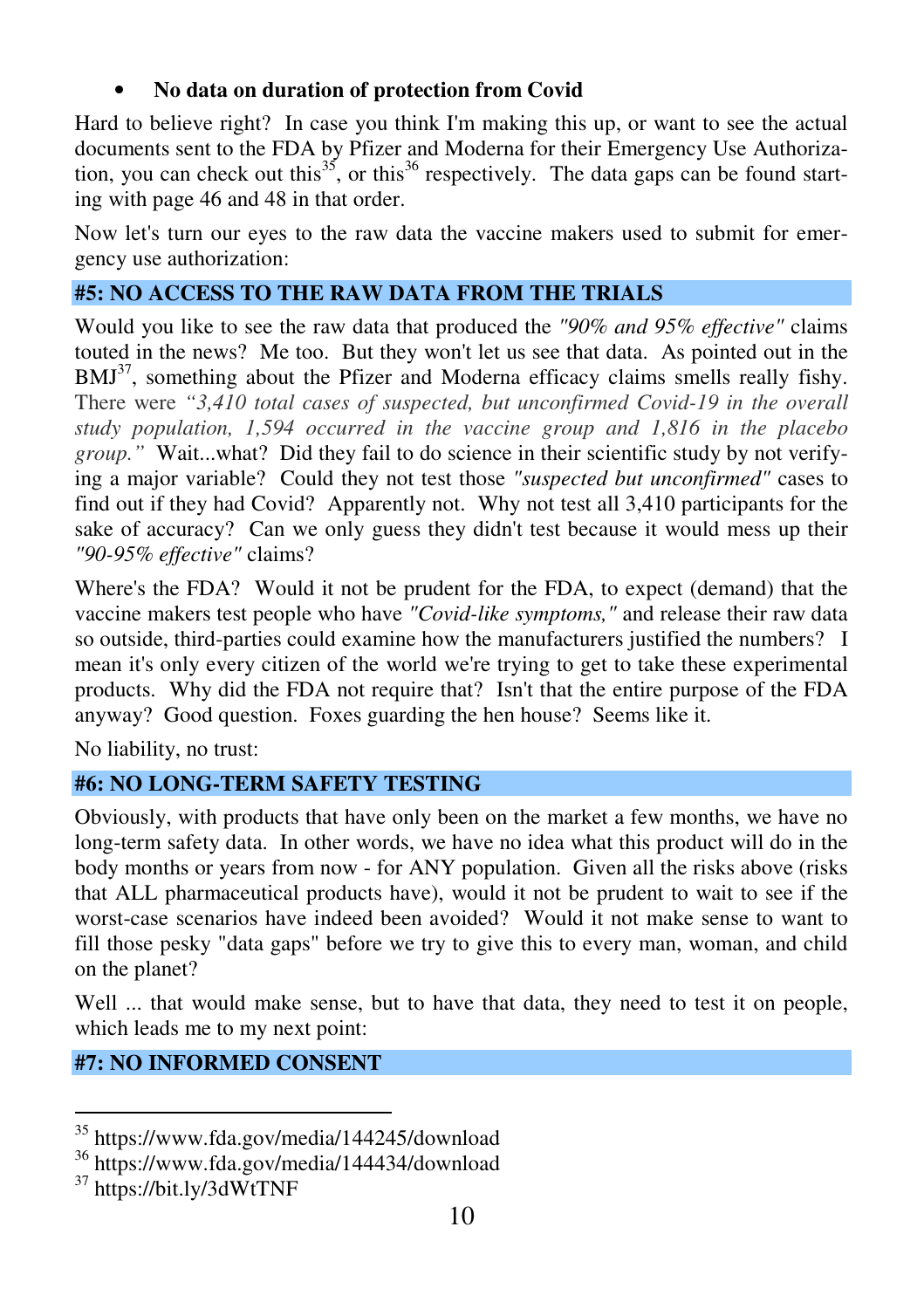- **No data on duration of protection from Covid**

Hard to believe right? In case you think I'm making this up, or want to see the actual documents sent to the FDA by Pfizer and Moderna for their Emergency Use Authorization, you can check out this[35], or this[36] respectively. The data gaps can be found starting with page 46 and 48 in that order.

Now let's turn our eyes to the raw data the vaccine makers used to submit for emergency use authorization:

## #5: NO ACCESS TO THE RAW DATA FROM THE TRIALS

Would you like to see the raw data that produced the *"90% and 95% effective"* claims touted in the news? Me too. But they won't let us see that data. As pointed out in the BMJ[37], something about the Pfizer and Moderna efficacy claims smells really fishy. There were *"3,410 total cases of suspected, but unconfirmed Covid-19 in the overall study population, 1,594 occurred in the vaccine group and 1,816 in the placebo group."* Wait...what? Did they fail to do science in their scientific study by not verifying a major variable? Could they not test those *"suspected but unconfirmed"* cases to find out if they had Covid? Apparently not. Why not test all 3,410 participants for the sake of accuracy? Can we only guess they didn't test because it would mess up their *"90-95% effective"* claims?

Where's the FDA? Would it not be prudent for the FDA, to expect (demand) that the vaccine makers test people who have *"Covid-like symptoms,"* and release their raw data so outside, third-parties could examine how the manufacturers justified the numbers? I mean it's only every citizen of the world we're trying to get to take these experimental products. Why did the FDA not require that? Isn't that the entire purpose of the FDA anyway? Good question. Foxes guarding the hen house? Seems like it.

No liability, no trust:

## #6: NO LONG-TERM SAFETY TESTING

Obviously, with products that have only been on the market a few months, we have no long-term safety data. In other words, we have no idea what this product will do in the body months or years from now - for ANY population. Given all the risks above (risks that ALL pharmaceutical products have), would it not be prudent to wait to see if the worst-case scenarios have indeed been avoided? Would it not make sense to want to fill those pesky "data gaps" before we try to give this to every man, woman, and child on the planet?

Well ... that would make sense, but to have that data, they need to test it on people, which leads me to my next point:

## #7: NO INFORMED CONSENT

---

[35] https://www.fda.gov/media/144245/download

[36] https://www.fda.gov/media/144434/download

[37] https://bit.ly/3dWtTNF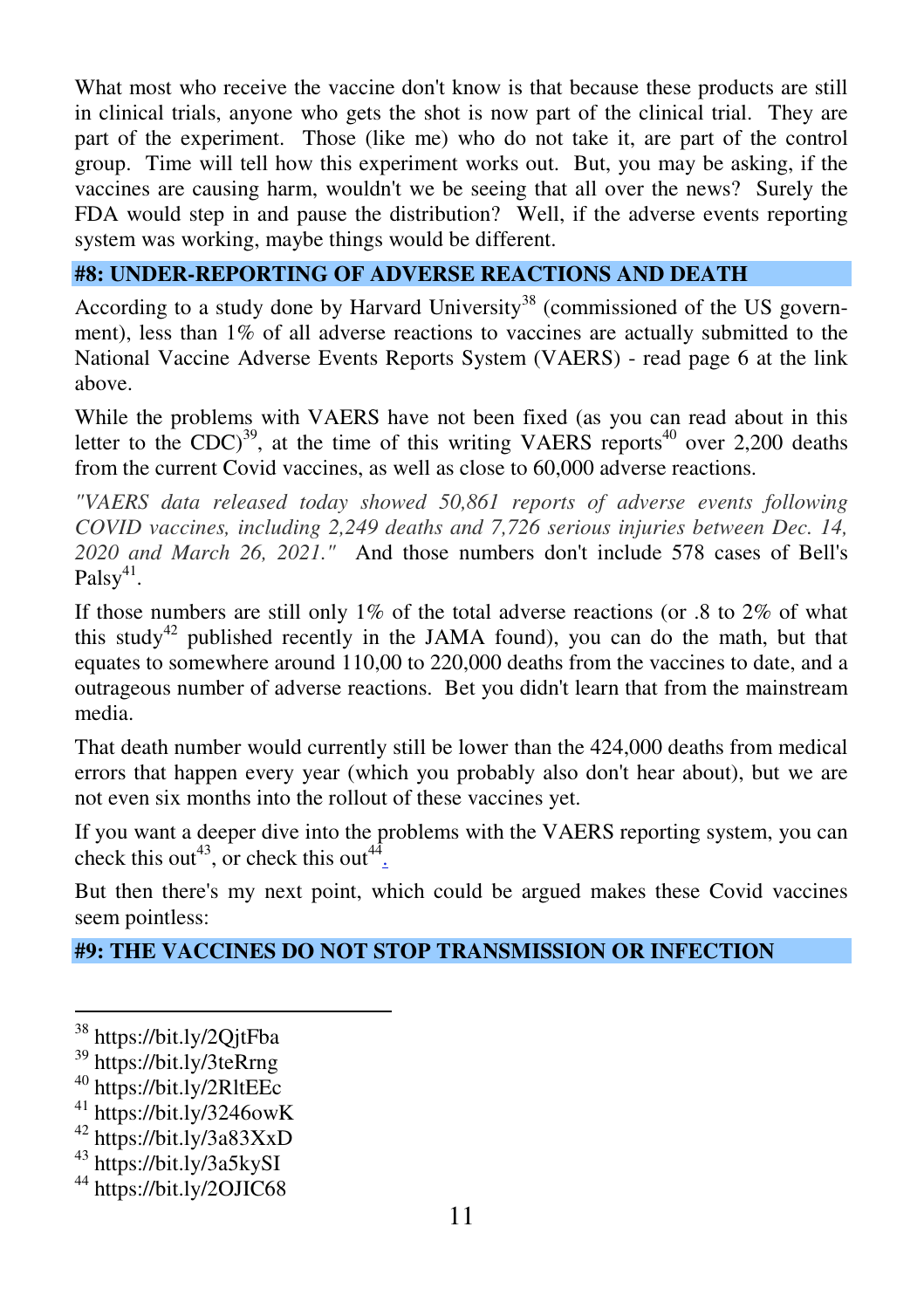What most who receive the vaccine don't know is that because these products are still in clinical trials, anyone who gets the shot is now part of the clinical trial. They are part of the experiment. Those (like me) who do not take it, are part of the control group. Time will tell how this experiment works out. But, you may be asking, if the vaccines are causing harm, wouldn't we be seeing that all over the news? Surely the FDA would step in and pause the distribution? Well, if the adverse events reporting system was working, maybe things would be different.

## #8: UNDER-REPORTING OF ADVERSE REACTIONS AND DEATH

According to a study done by Harvard University[38] (commissioned of the US government), less than 1% of all adverse reactions to vaccines are actually submitted to the National Vaccine Adverse Events Reports System (VAERS) - read page 6 at the link above.

While the problems with VAERS have not been fixed (as you can read about in this letter to the CDC)[39], at the time of this writing VAERS reports[40] over 2,200 deaths from the current Covid vaccines, as well as close to 60,000 adverse reactions.

*"VAERS data released today showed 50,861 reports of adverse events following COVID vaccines, including 2,249 deaths and 7,726 serious injuries between Dec. 14, 2020 and March 26, 2021."* And those numbers don't include 578 cases of Bell's Palsy[41].

If those numbers are still only 1% of the total adverse reactions (or .8 to 2% of what this study[42] published recently in the JAMA found), you can do the math, but that equates to somewhere around 110,00 to 220,000 deaths from the vaccines to date, and a outrageous number of adverse reactions. Bet you didn't learn that from the mainstream media.

That death number would currently still be lower than the 424,000 deaths from medical errors that happen every year (which you probably also don't hear about), but we are not even six months into the rollout of these vaccines yet.

If you want a deeper dive into the problems with the VAERS reporting system, you can check this out[43], or check this out[44].

But then there's my next point, which could be argued makes these Covid vaccines seem pointless:

## #9: THE VACCINES DO NOT STOP TRANSMISSION OR INFECTION

---

[38] https://bit.ly/2QjtFba
[39] https://bit.ly/3teRrng
[40] https://bit.ly/2RltEEc
[41] https://bit.ly/3246owK
[42] https://bit.ly/3a83XxD
[43] https://bit.ly/3a5kySI
[44] https://bit.ly/2OJIC68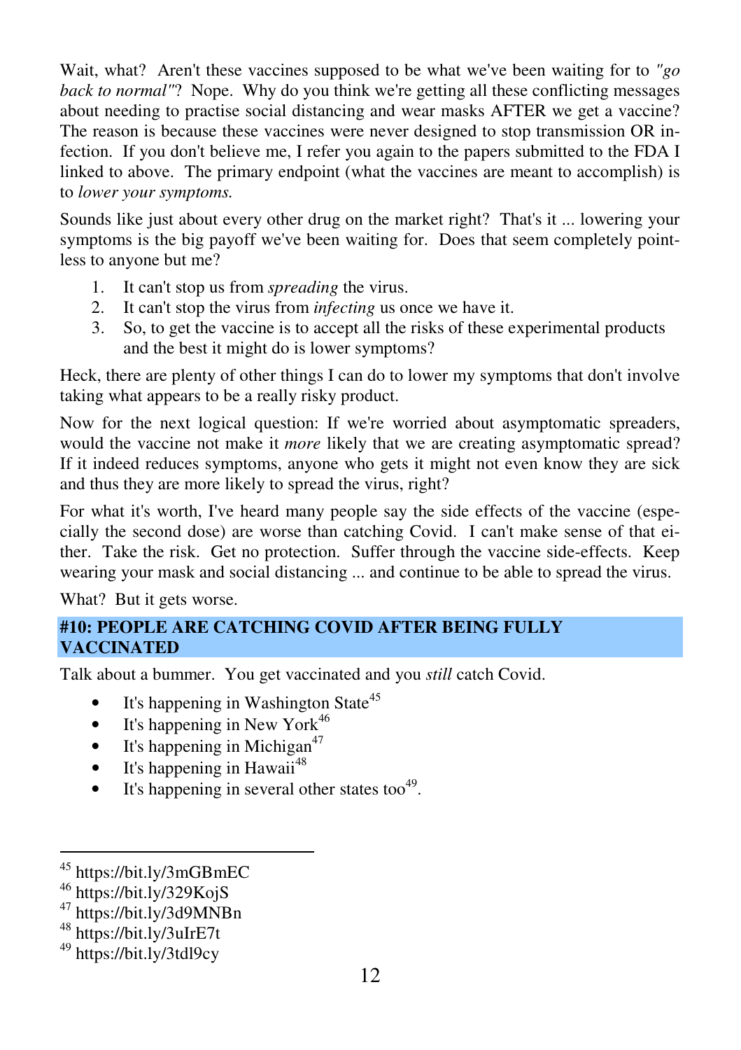Wait, what? Aren't these vaccines supposed to be what we've been waiting for to *"go back to normal"*? Nope. Why do you think we're getting all these conflicting messages about needing to practise social distancing and wear masks AFTER we get a vaccine? The reason is because these vaccines were never designed to stop transmission OR infection. If you don't believe me, I refer you again to the papers submitted to the FDA I linked to above. The primary endpoint (what the vaccines are meant to accomplish) is to *lower your symptoms.*

Sounds like just about every other drug on the market right? That's it ... lowering your symptoms is the big payoff we've been waiting for. Does that seem completely pointless to anyone but me?

1. It can't stop us from *spreading* the virus.
2. It can't stop the virus from *infecting* us once we have it.
3. So, to get the vaccine is to accept all the risks of these experimental products and the best it might do is lower symptoms?

Heck, there are plenty of other things I can do to lower my symptoms that don't involve taking what appears to be a really risky product.

Now for the next logical question: If we're worried about asymptomatic spreaders, would the vaccine not make it *more* likely that we are creating asymptomatic spread? If it indeed reduces symptoms, anyone who gets it might not even know they are sick and thus they are more likely to spread the virus, right?

For what it's worth, I've heard many people say the side effects of the vaccine (especially the second dose) are worse than catching Covid. I can't make sense of that either. Take the risk. Get no protection. Suffer through the vaccine side-effects. Keep wearing your mask and social distancing ... and continue to be able to spread the virus.

What? But it gets worse.

## #10: PEOPLE ARE CATCHING COVID AFTER BEING FULLY VACCINATED

Talk about a bummer. You get vaccinated and you *still* catch Covid.

- It's happening in Washington State[45]
- It's happening in New York[46]
- It's happening in Michigan[47]
- It's happening in Hawaii[48]
- It's happening in several other states too[49].

---

[45] https://bit.ly/3mGBmEC
[46] https://bit.ly/329KojS
[47] https://bit.ly/3d9MNBn
[48] https://bit.ly/3uIrE7t
[49] https://bit.ly/3tdl9cy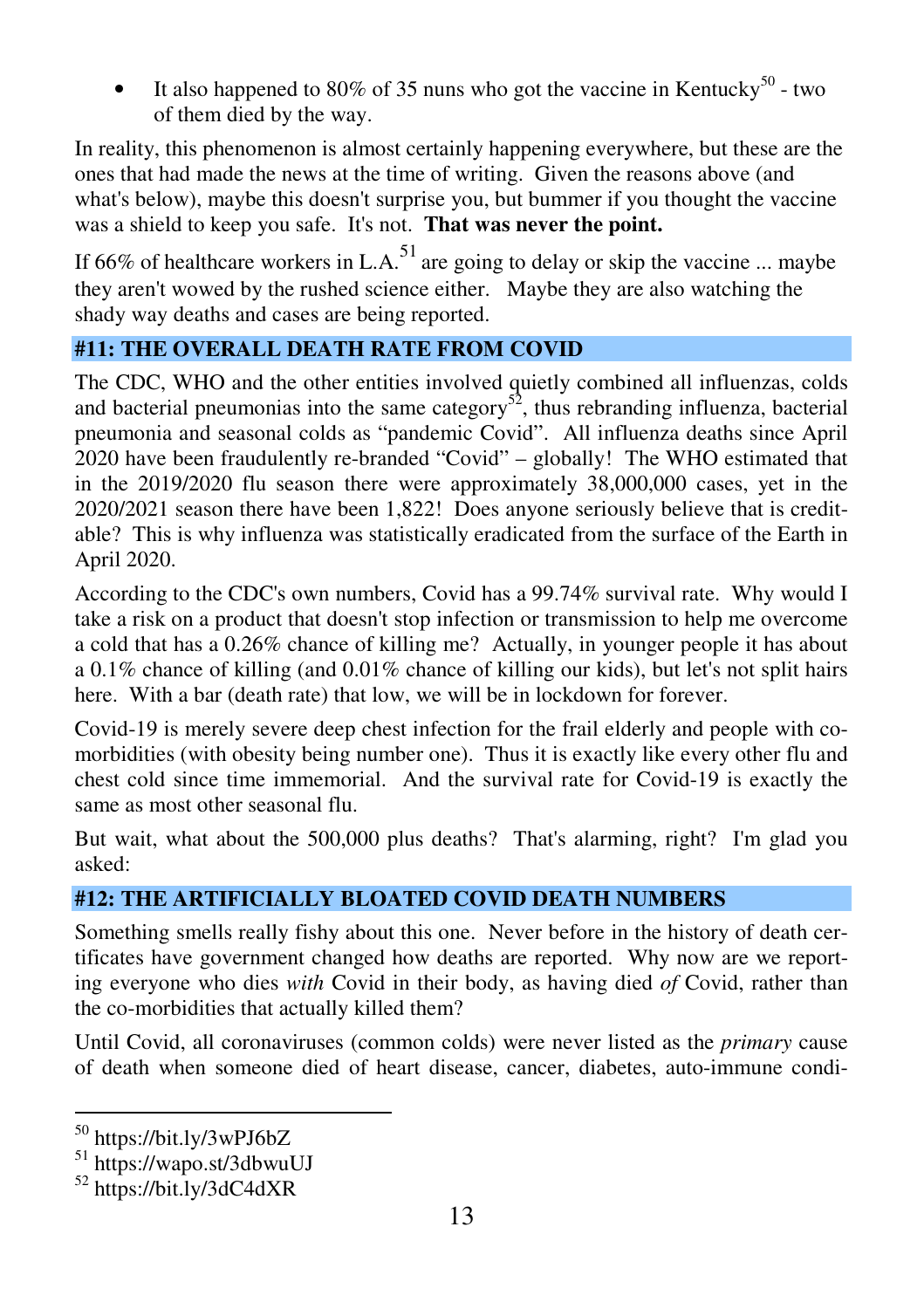- It also happened to 80% of 35 nuns who got the vaccine in Kentucky[50] - two of them died by the way.

In reality, this phenomenon is almost certainly happening everywhere, but these are the ones that had made the news at the time of writing. Given the reasons above (and what's below), maybe this doesn't surprise you, but bummer if you thought the vaccine was a shield to keep you safe. It's not. **That was never the point.**

If 66% of healthcare workers in L.A.[51] are going to delay or skip the vaccine ... maybe they aren't wowed by the rushed science either. Maybe they are also watching the shady way deaths and cases are being reported.

## #11: THE OVERALL DEATH RATE FROM COVID

The CDC, WHO and the other entities involved quietly combined all influenzas, colds and bacterial pneumonias into the same category[52], thus rebranding influenza, bacterial pneumonia and seasonal colds as "pandemic Covid". All influenza deaths since April 2020 have been fraudulently re-branded "Covid" – globally! The WHO estimated that in the 2019/2020 flu season there were approximately 38,000,000 cases, yet in the 2020/2021 season there have been 1,822! Does anyone seriously believe that is creditable? This is why influenza was statistically eradicated from the surface of the Earth in April 2020.

According to the CDC's own numbers, Covid has a 99.74% survival rate. Why would I take a risk on a product that doesn't stop infection or transmission to help me overcome a cold that has a 0.26% chance of killing me? Actually, in younger people it has about a 0.1% chance of killing (and 0.01% chance of killing our kids), but let's not split hairs here. With a bar (death rate) that low, we will be in lockdown for forever.

Covid-19 is merely severe deep chest infection for the frail elderly and people with co-morbidities (with obesity being number one). Thus it is exactly like every other flu and chest cold since time immemorial. And the survival rate for Covid-19 is exactly the same as most other seasonal flu.

But wait, what about the 500,000 plus deaths? That's alarming, right? I'm glad you asked:

## #12: THE ARTIFICIALLY BLOATED COVID DEATH NUMBERS

Something smells really fishy about this one. Never before in the history of death certificates have government changed how deaths are reported. Why now are we reporting everyone who dies *with* Covid in their body, as having died *of* Covid, rather than the co-morbidities that actually killed them?

Until Covid, all coronaviruses (common colds) were never listed as the *primary* cause of death when someone died of heart disease, cancer, diabetes, auto-immune condi-

---

[50] https://bit.ly/3wPJ6bZ

[51] https://wapo.st/3dbwuUJ

[52] https://bit.ly/3dC4dXR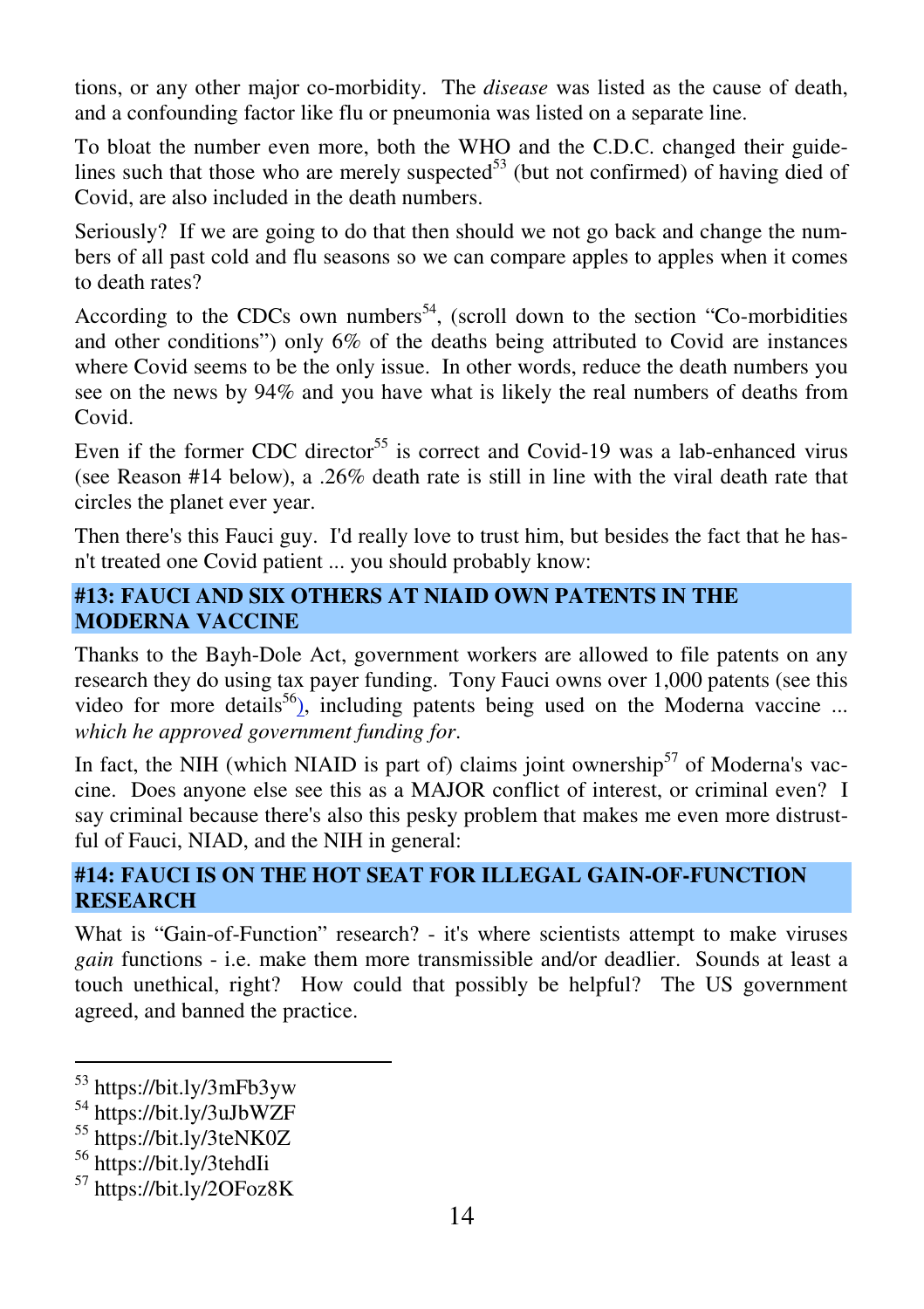tions, or any other major co-morbidity. The *disease* was listed as the cause of death, and a confounding factor like flu or pneumonia was listed on a separate line.

To bloat the number even more, both the WHO and the C.D.C. changed their guidelines such that those who are merely suspected[53] (but not confirmed) of having died of Covid, are also included in the death numbers.

Seriously? If we are going to do that then should we not go back and change the numbers of all past cold and flu seasons so we can compare apples to apples when it comes to death rates?

According to the CDCs own numbers[54], (scroll down to the section "Co-morbidities and other conditions") only 6% of the deaths being attributed to Covid are instances where Covid seems to be the only issue. In other words, reduce the death numbers you see on the news by 94% and you have what is likely the real numbers of deaths from Covid.

Even if the former CDC director[55] is correct and Covid-19 was a lab-enhanced virus (see Reason #14 below), a .26% death rate is still in line with the viral death rate that circles the planet ever year.

Then there's this Fauci guy. I'd really love to trust him, but besides the fact that he hasn't treated one Covid patient ... you should probably know:

## #13: FAUCI AND SIX OTHERS AT NIAID OWN PATENTS IN THE MODERNA VACCINE

Thanks to the Bayh-Dole Act, government workers are allowed to file patents on any research they do using tax payer funding. Tony Fauci owns over 1,000 patents (see this video for more details[56]), including patents being used on the Moderna vaccine ... *which he approved government funding for*.

In fact, the NIH (which NIAID is part of) claims joint ownership[57] of Moderna's vaccine. Does anyone else see this as a MAJOR conflict of interest, or criminal even? I say criminal because there's also this pesky problem that makes me even more distrustful of Fauci, NIAD, and the NIH in general:

## #14: FAUCI IS ON THE HOT SEAT FOR ILLEGAL GAIN-OF-FUNCTION RESEARCH

What is "Gain-of-Function" research? - it's where scientists attempt to make viruses *gain* functions - i.e. make them more transmissible and/or deadlier. Sounds at least a touch unethical, right? How could that possibly be helpful? The US government agreed, and banned the practice.

---

[53] https://bit.ly/3mFb3yw
[54] https://bit.ly/3uJbWZF
[55] https://bit.ly/3teNK0Z
[56] https://bit.ly/3tehdIi
[57] https://bit.ly/2OFoz8K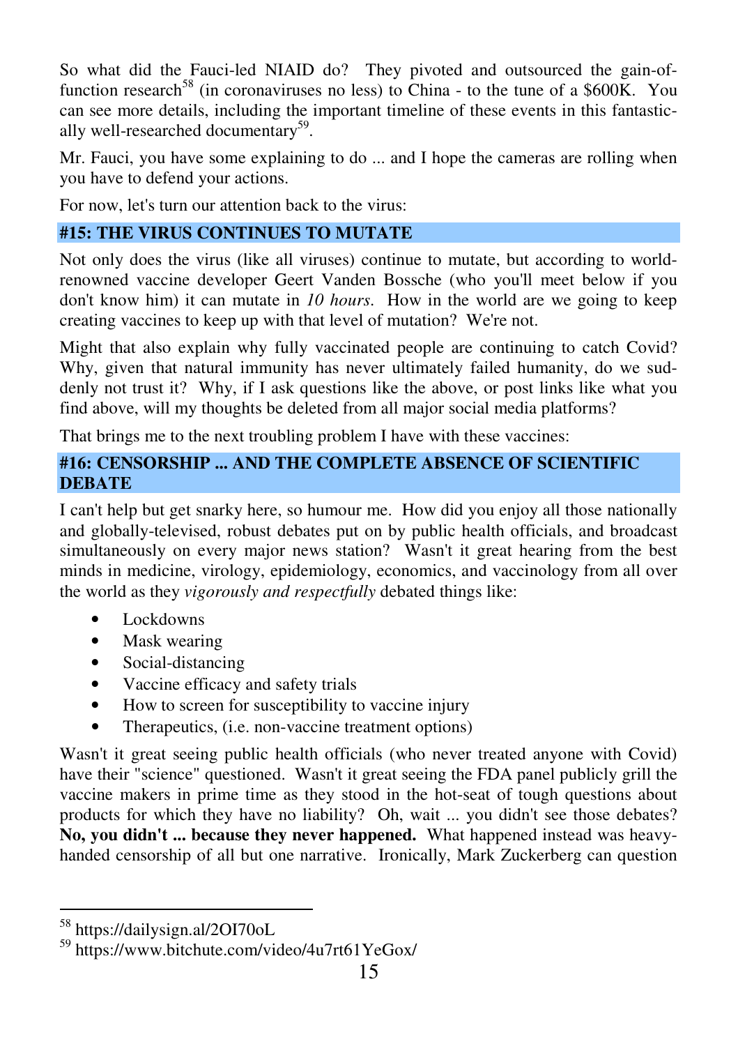So what did the Fauci-led NIAID do? They pivoted and outsourced the gain-of-function research[58] (in coronaviruses no less) to China - to the tune of a $600K. You can see more details, including the important timeline of these events in this fantastically well-researched documentary[59].

Mr. Fauci, you have some explaining to do ... and I hope the cameras are rolling when you have to defend your actions.

For now, let's turn our attention back to the virus:

## #15: THE VIRUS CONTINUES TO MUTATE

Not only does the virus (like all viruses) continue to mutate, but according to world-renowned vaccine developer Geert Vanden Bossche (who you'll meet below if you don't know him) it can mutate in *10 hours*. How in the world are we going to keep creating vaccines to keep up with that level of mutation? We're not.

Might that also explain why fully vaccinated people are continuing to catch Covid? Why, given that natural immunity has never ultimately failed humanity, do we suddenly not trust it? Why, if I ask questions like the above, or post links like what you find above, will my thoughts be deleted from all major social media platforms?

That brings me to the next troubling problem I have with these vaccines:

## #16: CENSORSHIP ... AND THE COMPLETE ABSENCE OF SCIENTIFIC DEBATE

I can't help but get snarky here, so humour me. How did you enjoy all those nationally and globally-televised, robust debates put on by public health officials, and broadcast simultaneously on every major news station? Wasn't it great hearing from the best minds in medicine, virology, epidemiology, economics, and vaccinology from all over the world as they *vigorously and respectfully* debated things like:

- Lockdowns
- Mask wearing
- Social-distancing
- Vaccine efficacy and safety trials
- How to screen for susceptibility to vaccine injury
- Therapeutics, (i.e. non-vaccine treatment options)

Wasn't it great seeing public health officials (who never treated anyone with Covid) have their "science" questioned. Wasn't it great seeing the FDA panel publicly grill the vaccine makers in prime time as they stood in the hot-seat of tough questions about products for which they have no liability? Oh, wait ... you didn't see those debates? **No, you didn't ... because they never happened.** What happened instead was heavy-handed censorship of all but one narrative. Ironically, Mark Zuckerberg can question

---

[58] https://dailysign.al/2OI70oL

[59] https://www.bitchute.com/video/4u7rt61YeGox/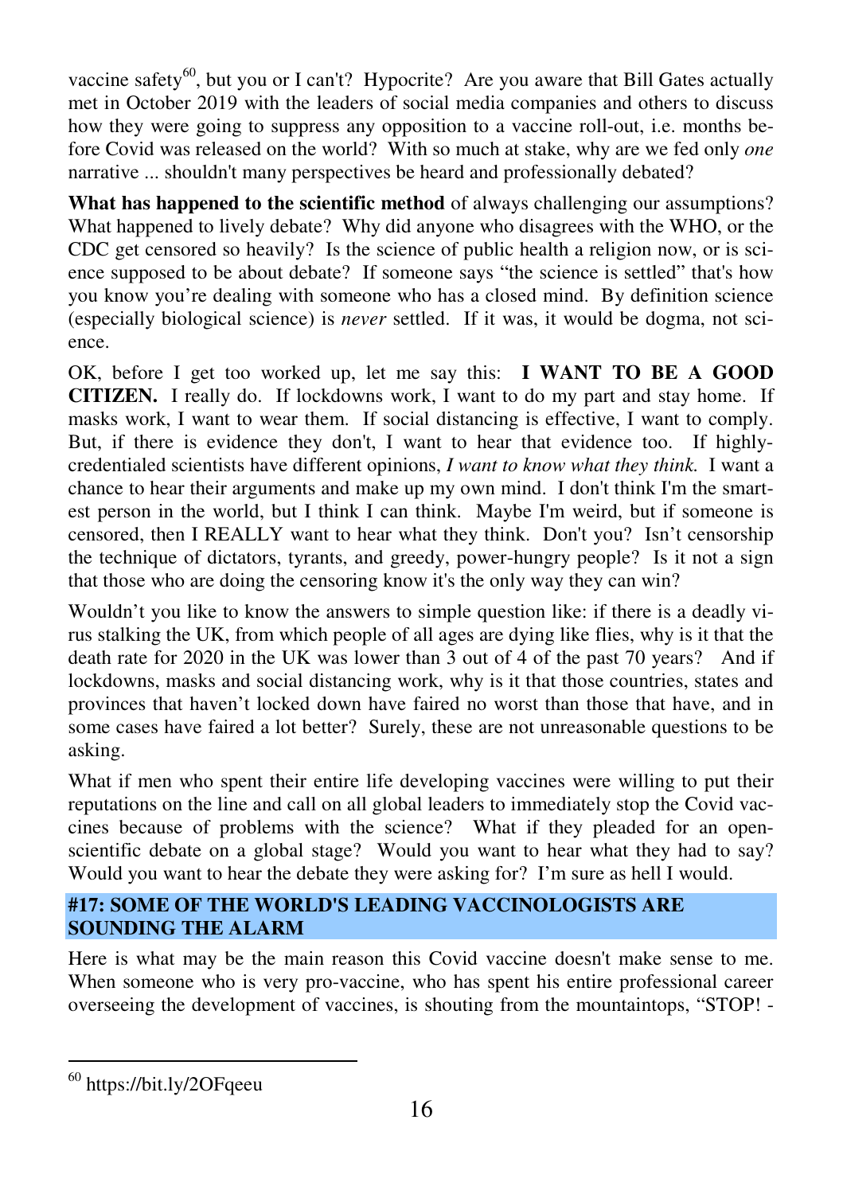vaccine safety[60], but you or I can't? Hypocrite? Are you aware that Bill Gates actually met in October 2019 with the leaders of social media companies and others to discuss how they were going to suppress any opposition to a vaccine roll-out, i.e. months before Covid was released on the world? With so much at stake, why are we fed only *one* narrative ... shouldn't many perspectives be heard and professionally debated?

**What has happened to the scientific method** of always challenging our assumptions? What happened to lively debate? Why did anyone who disagrees with the WHO, or the CDC get censored so heavily? Is the science of public health a religion now, or is science supposed to be about debate? If someone says "the science is settled" that's how you know you're dealing with someone who has a closed mind. By definition science (especially biological science) is *never* settled. If it was, it would be dogma, not science.

OK, before I get too worked up, let me say this: **I WANT TO BE A GOOD CITIZEN.** I really do. If lockdowns work, I want to do my part and stay home. If masks work, I want to wear them. If social distancing is effective, I want to comply. But, if there is evidence they don't, I want to hear that evidence too. If highly-credentialed scientists have different opinions, *I want to know what they think.* I want a chance to hear their arguments and make up my own mind. I don't think I'm the smartest person in the world, but I think I can think. Maybe I'm weird, but if someone is censored, then I REALLY want to hear what they think. Don't you? Isn't censorship the technique of dictators, tyrants, and greedy, power-hungry people? Is it not a sign that those who are doing the censoring know it's the only way they can win?

Wouldn't you like to know the answers to simple question like: if there is a deadly virus stalking the UK, from which people of all ages are dying like flies, why is it that the death rate for 2020 in the UK was lower than 3 out of 4 of the past 70 years? And if lockdowns, masks and social distancing work, why is it that those countries, states and provinces that haven't locked down have faired no worst than those that have, and in some cases have faired a lot better? Surely, these are not unreasonable questions to be asking.

What if men who spent their entire life developing vaccines were willing to put their reputations on the line and call on all global leaders to immediately stop the Covid vaccines because of problems with the science? What if they pleaded for an open-scientific debate on a global stage? Would you want to hear what they had to say? Would you want to hear the debate they were asking for? I'm sure as hell I would.

### #17: SOME OF THE WORLD'S LEADING VACCINOLOGISTS ARE SOUNDING THE ALARM

Here is what may be the main reason this Covid vaccine doesn't make sense to me. When someone who is very pro-vaccine, who has spent his entire professional career overseeing the development of vaccines, is shouting from the mountaintops, "STOP! -

[60] https://bit.ly/2OFqeeu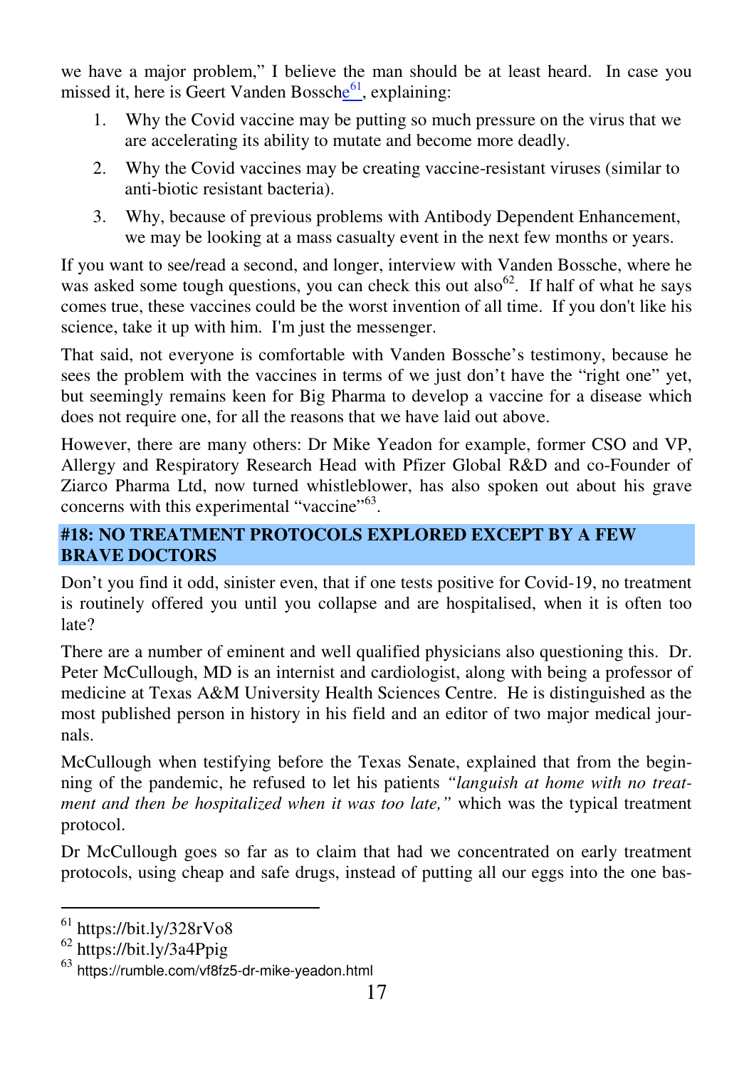we have a major problem," I believe the man should be at least heard. In case you missed it, here is Geert Vanden Bossche[61], explaining:

1. Why the Covid vaccine may be putting so much pressure on the virus that we are accelerating its ability to mutate and become more deadly.
2. Why the Covid vaccines may be creating vaccine-resistant viruses (similar to anti-biotic resistant bacteria).
3. Why, because of previous problems with Antibody Dependent Enhancement, we may be looking at a mass casualty event in the next few months or years.

If you want to see/read a second, and longer, interview with Vanden Bossche, where he was asked some tough questions, you can check this out also[62]. If half of what he says comes true, these vaccines could be the worst invention of all time. If you don't like his science, take it up with him. I'm just the messenger.

That said, not everyone is comfortable with Vanden Bossche's testimony, because he sees the problem with the vaccines in terms of we just don't have the "right one" yet, but seemingly remains keen for Big Pharma to develop a vaccine for a disease which does not require one, for all the reasons that we have laid out above.

However, there are many others: Dr Mike Yeadon for example, former CSO and VP, Allergy and Respiratory Research Head with Pfizer Global R&D and co-Founder of Ziarco Pharma Ltd, now turned whistleblower, has also spoken out about his grave concerns with this experimental "vaccine"[63].

## #18: NO TREATMENT PROTOCOLS EXPLORED EXCEPT BY A FEW BRAVE DOCTORS

Don't you find it odd, sinister even, that if one tests positive for Covid-19, no treatment is routinely offered you until you collapse and are hospitalised, when it is often too late?

There are a number of eminent and well qualified physicians also questioning this. Dr. Peter McCullough, MD is an internist and cardiologist, along with being a professor of medicine at Texas A&M University Health Sciences Centre. He is distinguished as the most published person in history in his field and an editor of two major medical journals.

McCullough when testifying before the Texas Senate, explained that from the beginning of the pandemic, he refused to let his patients *"languish at home with no treatment and then be hospitalized when it was too late,"* which was the typical treatment protocol.

Dr McCullough goes so far as to claim that had we concentrated on early treatment protocols, using cheap and safe drugs, instead of putting all our eggs into the one bas-

---

[61] https://bit.ly/328rVo8

[62] https://bit.ly/3a4Ppig

[63] https://rumble.com/vf8fz5-dr-mike-yeadon.html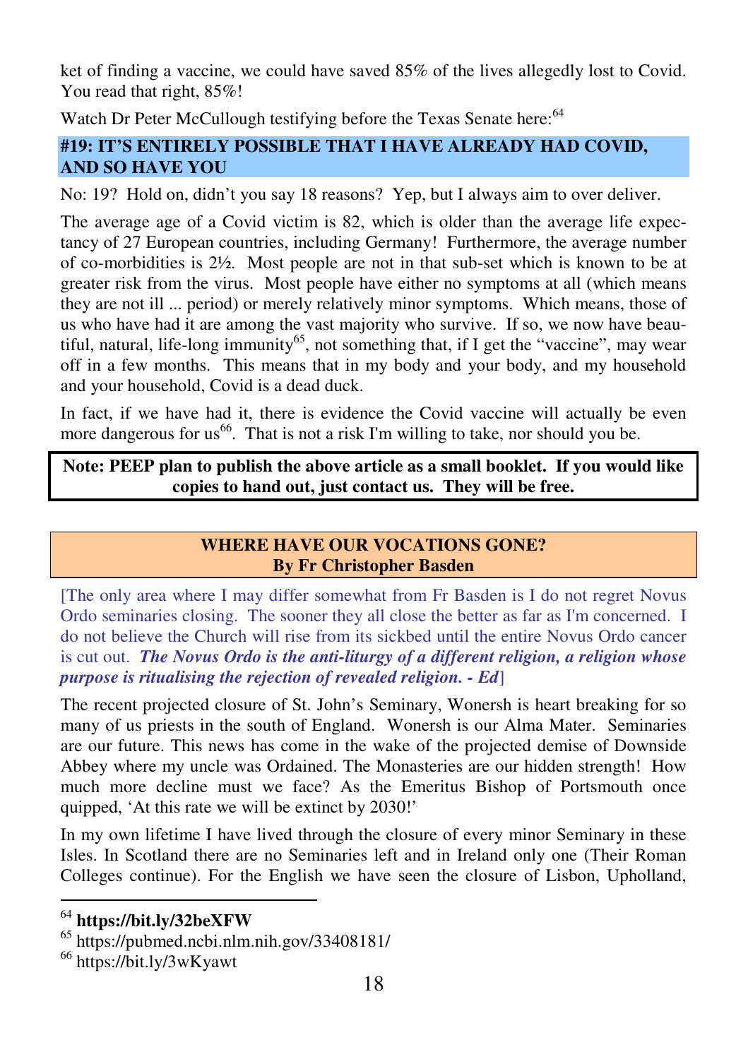ket of finding a vaccine, we could have saved 85% of the lives allegedly lost to Covid. You read that right, 85%!

Watch Dr Peter McCullough testifying before the Texas Senate here:[64]

## #19: IT'S ENTIRELY POSSIBLE THAT I HAVE ALREADY HAD COVID, AND SO HAVE YOU

No: 19? Hold on, didn't you say 18 reasons? Yep, but I always aim to over deliver.

The average age of a Covid victim is 82, which is older than the average life expectancy of 27 European countries, including Germany! Furthermore, the average number of co-morbidities is 2½. Most people are not in that sub-set which is known to be at greater risk from the virus. Most people have either no symptoms at all (which means they are not ill ... period) or merely relatively minor symptoms. Which means, those of us who have had it are among the vast majority who survive. If so, we now have beautiful, natural, life-long immunity[65], not something that, if I get the "vaccine", may wear off in a few months. This means that in my body and your body, and my household and your household, Covid is a dead duck.

In fact, if we have had it, there is evidence the Covid vaccine will actually be even more dangerous for us[66]. That is not a risk I'm willing to take, nor should you be.

**Note: PEEP plan to publish the above article as a small booklet. If you would like copies to hand out, just contact us. They will be free.**

## WHERE HAVE OUR VOCATIONS GONE?
**By Fr Christopher Basden**

[The only area where I may differ somewhat from Fr Basden is I do not regret Novus Ordo seminaries closing. The sooner they all close the better as far as I'm concerned. I do not believe the Church will rise from its sickbed until the entire Novus Ordo cancer is cut out. ***The Novus Ordo is the anti-liturgy of a different religion, a religion whose purpose is ritualising the rejection of revealed religion. - Ed***]

The recent projected closure of St. John's Seminary, Wonersh is heart breaking for so many of us priests in the south of England. Wonersh is our Alma Mater. Seminaries are our future. This news has come in the wake of the projected demise of Downside Abbey where my uncle was Ordained. The Monasteries are our hidden strength! How much more decline must we face? As the Emeritus Bishop of Portsmouth once quipped, 'At this rate we will be extinct by 2030!'

In my own lifetime I have lived through the closure of every minor Seminary in these Isles. In Scotland there are no Seminaries left and in Ireland only one (Their Roman Colleges continue). For the English we have seen the closure of Lisbon, Upholland,

---

[64] **https://bit.ly/32beXFW**

[65] https://pubmed.ncbi.nlm.nih.gov/33408181/

[66] https://bit.ly/3wKyawt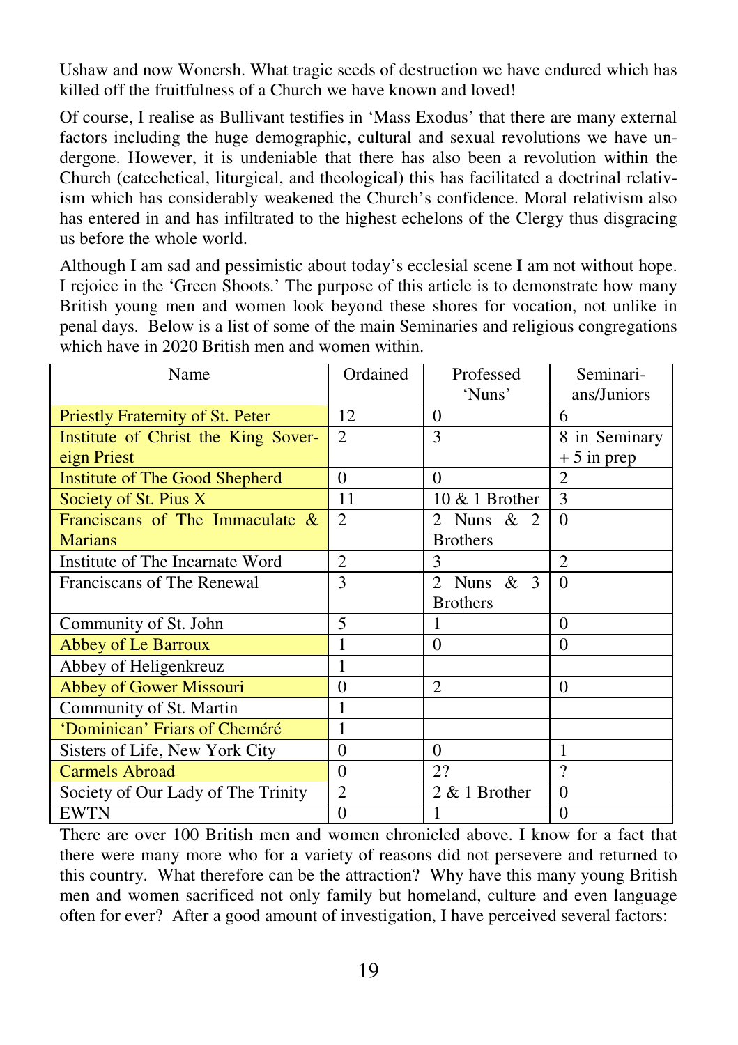Ushaw and now Wonersh. What tragic seeds of destruction we have endured which has killed off the fruitfulness of a Church we have known and loved!

Of course, I realise as Bullivant testifies in 'Mass Exodus' that there are many external factors including the huge demographic, cultural and sexual revolutions we have undergone. However, it is undeniable that there has also been a revolution within the Church (catechetical, liturgical, and theological) this has facilitated a doctrinal relativism which has considerably weakened the Church's confidence. Moral relativism also has entered in and has infiltrated to the highest echelons of the Clergy thus disgracing us before the whole world.

Although I am sad and pessimistic about today's ecclesial scene I am not without hope. I rejoice in the 'Green Shoots.' The purpose of this article is to demonstrate how many British young men and women look beyond these shores for vocation, not unlike in penal days. Below is a list of some of the main Seminaries and religious congregations which have in 2020 British men and women within.

| Name | Ordained | Professed 'Nuns' | Seminarians/Juniors |
|---|---|---|---|
| Priestly Fraternity of St. Peter | 12 | 0 | 6 |
| Institute of Christ the King Sovereign Priest | 2 | 3 | 8 in Seminary + 5 in prep |
| Institute of The Good Shepherd | 0 | 0 | 2 |
| Society of St. Pius X | 11 | 10 & 1 Brother | 3 |
| Franciscans of The Immaculate & Marians | 2 | 2 Nuns & 2 Brothers | 0 |
| Institute of The Incarnate Word | 2 | 3 | 2 |
| Franciscans of The Renewal | 3 | 2 Nuns & 3 Brothers | 0 |
| Community of St. John | 5 | 1 | 0 |
| Abbey of Le Barroux | 1 | 0 | 0 |
| Abbey of Heligenkreuz | 1 | | |
| Abbey of Gower Missouri | 0 | 2 | 0 |
| Community of St. Martin | 1 | | |
| 'Dominican' Friars of Chemééré | 1 | | |
| Sisters of Life, New York City | 0 | 0 | 1 |
| Carmels Abroad | 0 | 2? | ? |
| Society of Our Lady of The Trinity | 2 | 2 & 1 Brother | 0 |
| EWTN | 0 | 1 | 0 |

There are over 100 British men and women chronicled above. I know for a fact that there were many more who for a variety of reasons did not persevere and returned to this country. What therefore can be the attraction? Why have this many young British men and women sacrificed not only family but homeland, culture and even language often for ever? After a good amount of investigation, I have perceived several factors: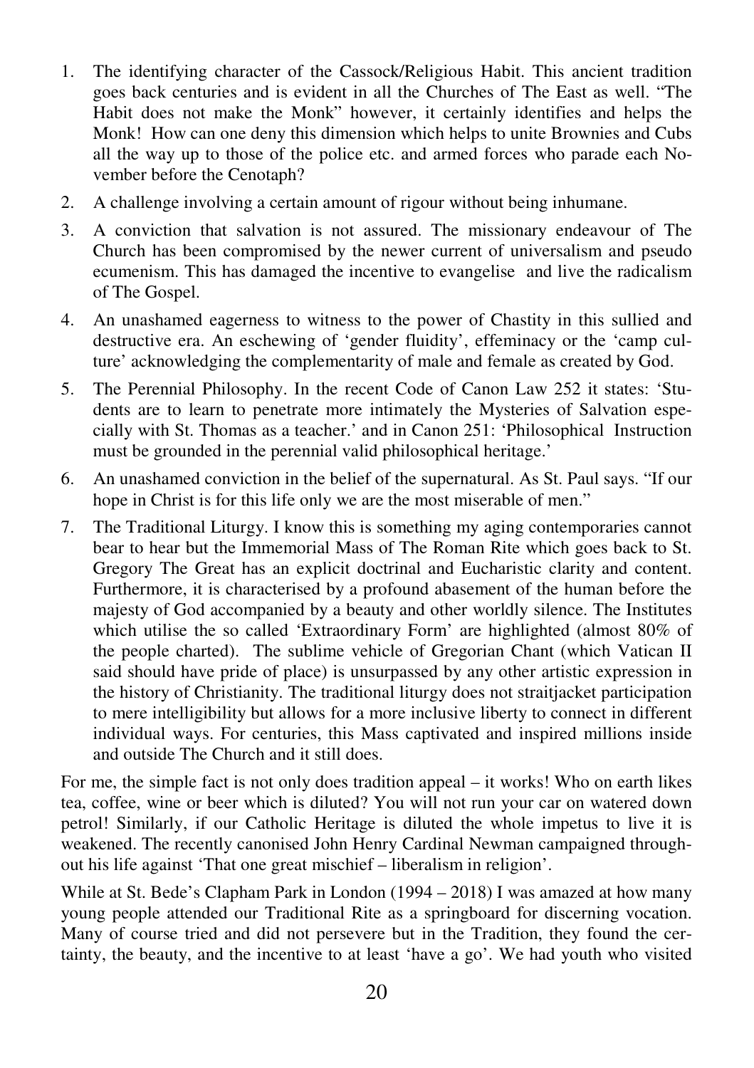1. The identifying character of the Cassock/Religious Habit. This ancient tradition goes back centuries and is evident in all the Churches of The East as well. "The Habit does not make the Monk" however, it certainly identifies and helps the Monk! How can one deny this dimension which helps to unite Brownies and Cubs all the way up to those of the police etc. and armed forces who parade each November before the Cenotaph?
2. A challenge involving a certain amount of rigour without being inhumane.
3. A conviction that salvation is not assured. The missionary endeavour of The Church has been compromised by the newer current of universalism and pseudo ecumenism. This has damaged the incentive to evangelise and live the radicalism of The Gospel.
4. An unashamed eagerness to witness to the power of Chastity in this sullied and destructive era. An eschewing of 'gender fluidity', effeminacy or the 'camp culture' acknowledging the complementarity of male and female as created by God.
5. The Perennial Philosophy. In the recent Code of Canon Law 252 it states: 'Students are to learn to penetrate more intimately the Mysteries of Salvation especially with St. Thomas as a teacher.' and in Canon 251: 'Philosophical Instruction must be grounded in the perennial valid philosophical heritage.'
6. An unashamed conviction in the belief of the supernatural. As St. Paul says. "If our hope in Christ is for this life only we are the most miserable of men."
7. The Traditional Liturgy. I know this is something my aging contemporaries cannot bear to hear but the Immemorial Mass of The Roman Rite which goes back to St. Gregory The Great has an explicit doctrinal and Eucharistic clarity and content. Furthermore, it is characterised by a profound abasement of the human before the majesty of God accompanied by a beauty and other worldly silence. The Institutes which utilise the so called 'Extraordinary Form' are highlighted (almost 80% of the people charted). The sublime vehicle of Gregorian Chant (which Vatican II said should have pride of place) is unsurpassed by any other artistic expression in the history of Christianity. The traditional liturgy does not straitjacket participation to mere intelligibility but allows for a more inclusive liberty to connect in different individual ways. For centuries, this Mass captivated and inspired millions inside and outside The Church and it still does.

For me, the simple fact is not only does tradition appeal – it works! Who on earth likes tea, coffee, wine or beer which is diluted? You will not run your car on watered down petrol! Similarly, if our Catholic Heritage is diluted the whole impetus to live it is weakened. The recently canonised John Henry Cardinal Newman campaigned throughout his life against 'That one great mischief – liberalism in religion'.

While at St. Bede's Clapham Park in London (1994 – 2018) I was amazed at how many young people attended our Traditional Rite as a springboard for discerning vocation. Many of course tried and did not persevere but in the Tradition, they found the certainty, the beauty, and the incentive to at least 'have a go'. We had youth who visited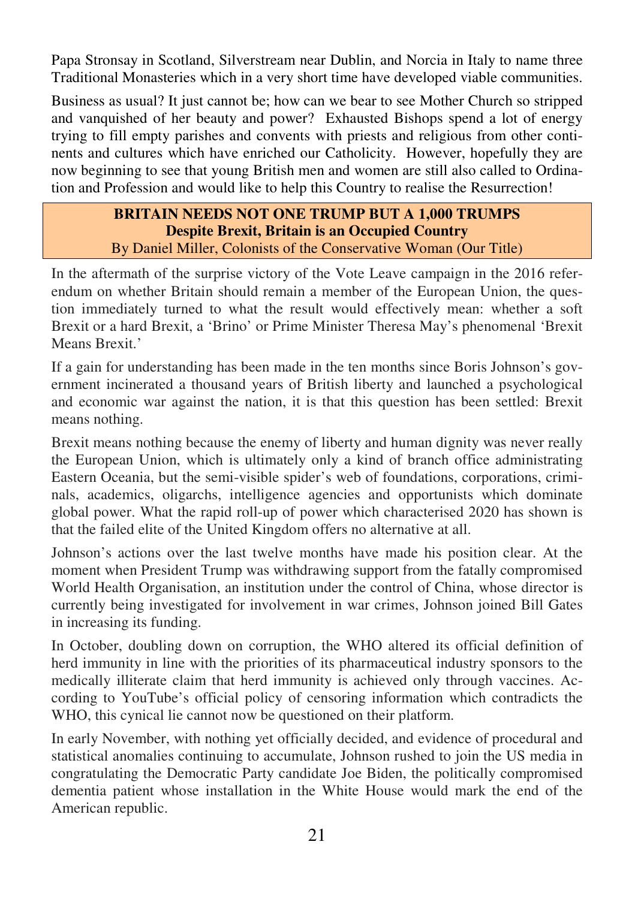Papa Stronsay in Scotland, Silverstream near Dublin, and Norcia in Italy to name three Traditional Monasteries which in a very short time have developed viable communities.

Business as usual? It just cannot be; how can we bear to see Mother Church so stripped and vanquished of her beauty and power? Exhausted Bishops spend a lot of energy trying to fill empty parishes and convents with priests and religious from other continents and cultures which have enriched our Catholicity. However, hopefully they are now beginning to see that young British men and women are still also called to Ordination and Profession and would like to help this Country to realise the Resurrection!

## BRITAIN NEEDS NOT ONE TRUMP BUT A 1,000 TRUMPS

### Despite Brexit, Britain is an Occupied Country

By Daniel Miller, Colonists of the Conservative Woman (Our Title)

In the aftermath of the surprise victory of the Vote Leave campaign in the 2016 referendum on whether Britain should remain a member of the European Union, the question immediately turned to what the result would effectively mean: whether a soft Brexit or a hard Brexit, a 'Brino' or Prime Minister Theresa May's phenomenal 'Brexit Means Brexit.'

If a gain for understanding has been made in the ten months since Boris Johnson's government incinerated a thousand years of British liberty and launched a psychological and economic war against the nation, it is that this question has been settled: Brexit means nothing.

Brexit means nothing because the enemy of liberty and human dignity was never really the European Union, which is ultimately only a kind of branch office administrating Eastern Oceania, but the semi-visible spider's web of foundations, corporations, criminals, academics, oligarchs, intelligence agencies and opportunists which dominate global power. What the rapid roll-up of power which characterised 2020 has shown is that the failed elite of the United Kingdom offers no alternative at all.

Johnson's actions over the last twelve months have made his position clear. At the moment when President Trump was withdrawing support from the fatally compromised World Health Organisation, an institution under the control of China, whose director is currently being investigated for involvement in war crimes, Johnson joined Bill Gates in increasing its funding.

In October, doubling down on corruption, the WHO altered its official definition of herd immunity in line with the priorities of its pharmaceutical industry sponsors to the medically illiterate claim that herd immunity is achieved only through vaccines. According to YouTube's official policy of censoring information which contradicts the WHO, this cynical lie cannot now be questioned on their platform.

In early November, with nothing yet officially decided, and evidence of procedural and statistical anomalies continuing to accumulate, Johnson rushed to join the US media in congratulating the Democratic Party candidate Joe Biden, the politically compromised dementia patient whose installation in the White House would mark the end of the American republic.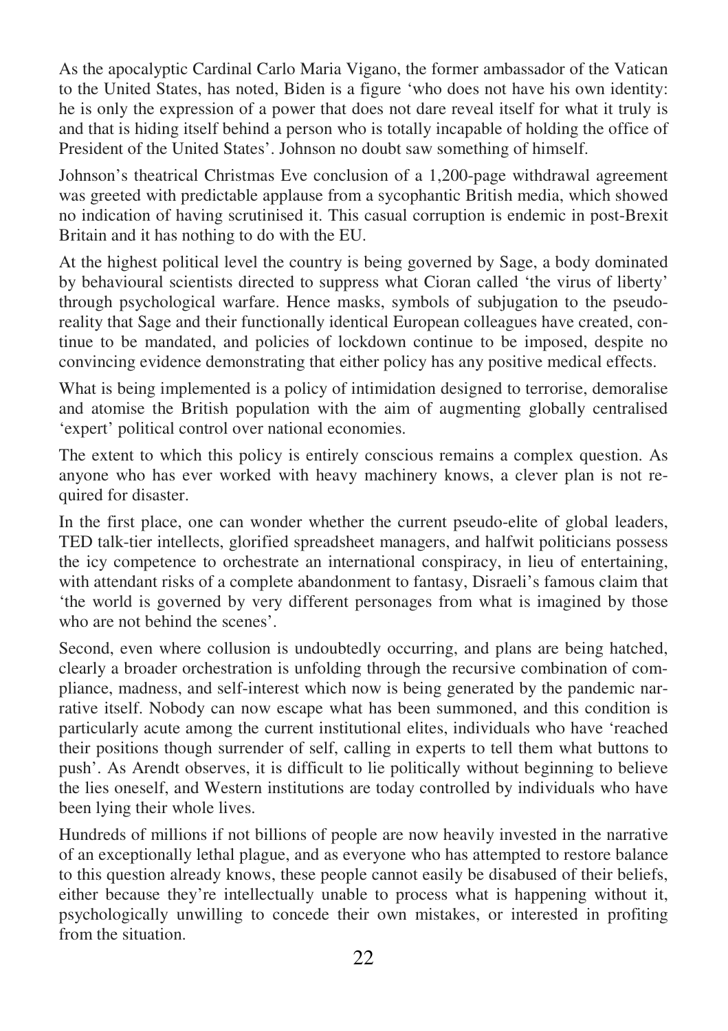As the apocalyptic Cardinal Carlo Maria Vigano, the former ambassador of the Vatican to the United States, has noted, Biden is a figure 'who does not have his own identity: he is only the expression of a power that does not dare reveal itself for what it truly is and that is hiding itself behind a person who is totally incapable of holding the office of President of the United States'. Johnson no doubt saw something of himself.

Johnson's theatrical Christmas Eve conclusion of a 1,200-page withdrawal agreement was greeted with predictable applause from a sycophantic British media, which showed no indication of having scrutinised it. This casual corruption is endemic in post-Brexit Britain and it has nothing to do with the EU.

At the highest political level the country is being governed by Sage, a body dominated by behavioural scientists directed to suppress what Cioran called 'the virus of liberty' through psychological warfare. Hence masks, symbols of subjugation to the pseudo-reality that Sage and their functionally identical European colleagues have created, continue to be mandated, and policies of lockdown continue to be imposed, despite no convincing evidence demonstrating that either policy has any positive medical effects.

What is being implemented is a policy of intimidation designed to terrorise, demoralise and atomise the British population with the aim of augmenting globally centralised 'expert' political control over national economies.

The extent to which this policy is entirely conscious remains a complex question. As anyone who has ever worked with heavy machinery knows, a clever plan is not required for disaster.

In the first place, one can wonder whether the current pseudo-elite of global leaders, TED talk-tier intellects, glorified spreadsheet managers, and halfwit politicians possess the icy competence to orchestrate an international conspiracy, in lieu of entertaining, with attendant risks of a complete abandonment to fantasy, Disraeli's famous claim that 'the world is governed by very different personages from what is imagined by those who are not behind the scenes'.

Second, even where collusion is undoubtedly occurring, and plans are being hatched, clearly a broader orchestration is unfolding through the recursive combination of compliance, madness, and self-interest which now is being generated by the pandemic narrative itself. Nobody can now escape what has been summoned, and this condition is particularly acute among the current institutional elites, individuals who have 'reached their positions though surrender of self, calling in experts to tell them what buttons to push'. As Arendt observes, it is difficult to lie politically without beginning to believe the lies oneself, and Western institutions are today controlled by individuals who have been lying their whole lives.

Hundreds of millions if not billions of people are now heavily invested in the narrative of an exceptionally lethal plague, and as everyone who has attempted to restore balance to this question already knows, these people cannot easily be disabused of their beliefs, either because they're intellectually unable to process what is happening without it, psychologically unwilling to concede their own mistakes, or interested in profiting from the situation.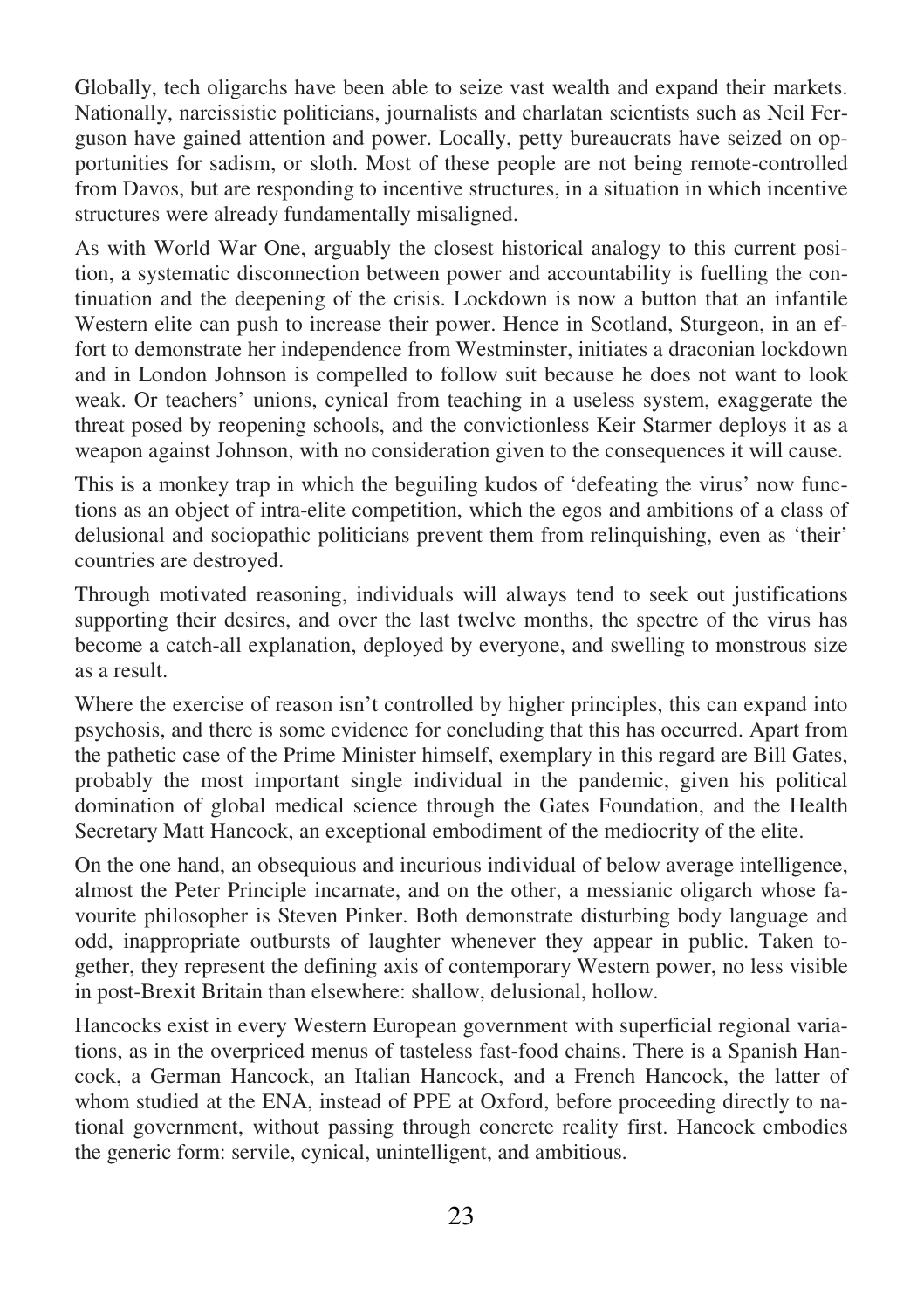Globally, tech oligarchs have been able to seize vast wealth and expand their markets. Nationally, narcissistic politicians, journalists and charlatan scientists such as Neil Ferguson have gained attention and power. Locally, petty bureaucrats have seized on opportunities for sadism, or sloth. Most of these people are not being remote-controlled from Davos, but are responding to incentive structures, in a situation in which incentive structures were already fundamentally misaligned.

As with World War One, arguably the closest historical analogy to this current position, a systematic disconnection between power and accountability is fuelling the continuation and the deepening of the crisis. Lockdown is now a button that an infantile Western elite can push to increase their power. Hence in Scotland, Sturgeon, in an effort to demonstrate her independence from Westminster, initiates a draconian lockdown and in London Johnson is compelled to follow suit because he does not want to look weak. Or teachers' unions, cynical from teaching in a useless system, exaggerate the threat posed by reopening schools, and the convictionless Keir Starmer deploys it as a weapon against Johnson, with no consideration given to the consequences it will cause.

This is a monkey trap in which the beguiling kudos of 'defeating the virus' now functions as an object of intra-elite competition, which the egos and ambitions of a class of delusional and sociopathic politicians prevent them from relinquishing, even as 'their' countries are destroyed.

Through motivated reasoning, individuals will always tend to seek out justifications supporting their desires, and over the last twelve months, the spectre of the virus has become a catch-all explanation, deployed by everyone, and swelling to monstrous size as a result.

Where the exercise of reason isn't controlled by higher principles, this can expand into psychosis, and there is some evidence for concluding that this has occurred. Apart from the pathetic case of the Prime Minister himself, exemplary in this regard are Bill Gates, probably the most important single individual in the pandemic, given his political domination of global medical science through the Gates Foundation, and the Health Secretary Matt Hancock, an exceptional embodiment of the mediocrity of the elite.

On the one hand, an obsequious and incurious individual of below average intelligence, almost the Peter Principle incarnate, and on the other, a messianic oligarch whose favourite philosopher is Steven Pinker. Both demonstrate disturbing body language and odd, inappropriate outbursts of laughter whenever they appear in public. Taken together, they represent the defining axis of contemporary Western power, no less visible in post-Brexit Britain than elsewhere: shallow, delusional, hollow.

Hancocks exist in every Western European government with superficial regional variations, as in the overpriced menus of tasteless fast-food chains. There is a Spanish Hancock, a German Hancock, an Italian Hancock, and a French Hancock, the latter of whom studied at the ENA, instead of PPE at Oxford, before proceeding directly to national government, without passing through concrete reality first. Hancock embodies the generic form: servile, cynical, unintelligent, and ambitious.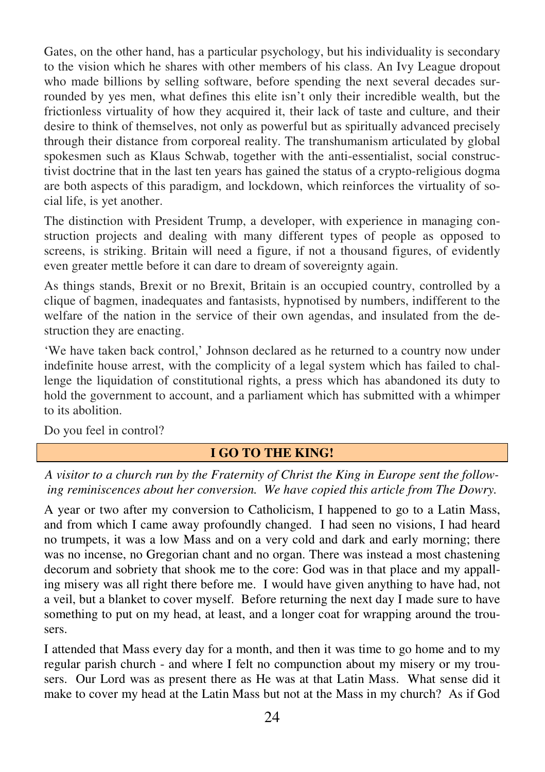Gates, on the other hand, has a particular psychology, but his individuality is secondary to the vision which he shares with other members of his class. An Ivy League dropout who made billions by selling software, before spending the next several decades surrounded by yes men, what defines this elite isn't only their incredible wealth, but the frictionless virtuality of how they acquired it, their lack of taste and culture, and their desire to think of themselves, not only as powerful but as spiritually advanced precisely through their distance from corporeal reality. The transhumanism articulated by global spokesmen such as Klaus Schwab, together with the anti-essentialist, social constructivist doctrine that in the last ten years has gained the status of a crypto-religious dogma are both aspects of this paradigm, and lockdown, which reinforces the virtuality of social life, is yet another.

The distinction with President Trump, a developer, with experience in managing construction projects and dealing with many different types of people as opposed to screens, is striking. Britain will need a figure, if not a thousand figures, of evidently even greater mettle before it can dare to dream of sovereignty again.

As things stands, Brexit or no Brexit, Britain is an occupied country, controlled by a clique of bagmen, inadequates and fantasists, hypnotised by numbers, indifferent to the welfare of the nation in the service of their own agendas, and insulated from the destruction they are enacting.

'We have taken back control,' Johnson declared as he returned to a country now under indefinite house arrest, with the complicity of a legal system which has failed to challenge the liquidation of constitutional rights, a press which has abandoned its duty to hold the government to account, and a parliament which has submitted with a whimper to its abolition.

Do you feel in control?

## I GO TO THE KING!

*A visitor to a church run by the Fraternity of Christ the King in Europe sent the following reminiscences about her conversion. We have copied this article from The Dowry.*

A year or two after my conversion to Catholicism, I happened to go to a Latin Mass, and from which I came away profoundly changed. I had seen no visions, I had heard no trumpets, it was a low Mass and on a very cold and dark and early morning; there was no incense, no Gregorian chant and no organ. There was instead a most chastening decorum and sobriety that shook me to the core: God was in that place and my appalling misery was all right there before me. I would have given anything to have had, not a veil, but a blanket to cover myself. Before returning the next day I made sure to have something to put on my head, at least, and a longer coat for wrapping around the trousers.

I attended that Mass every day for a month, and then it was time to go home and to my regular parish church - and where I felt no compunction about my misery or my trousers. Our Lord was as present there as He was at that Latin Mass. What sense did it make to cover my head at the Latin Mass but not at the Mass in my church? As if God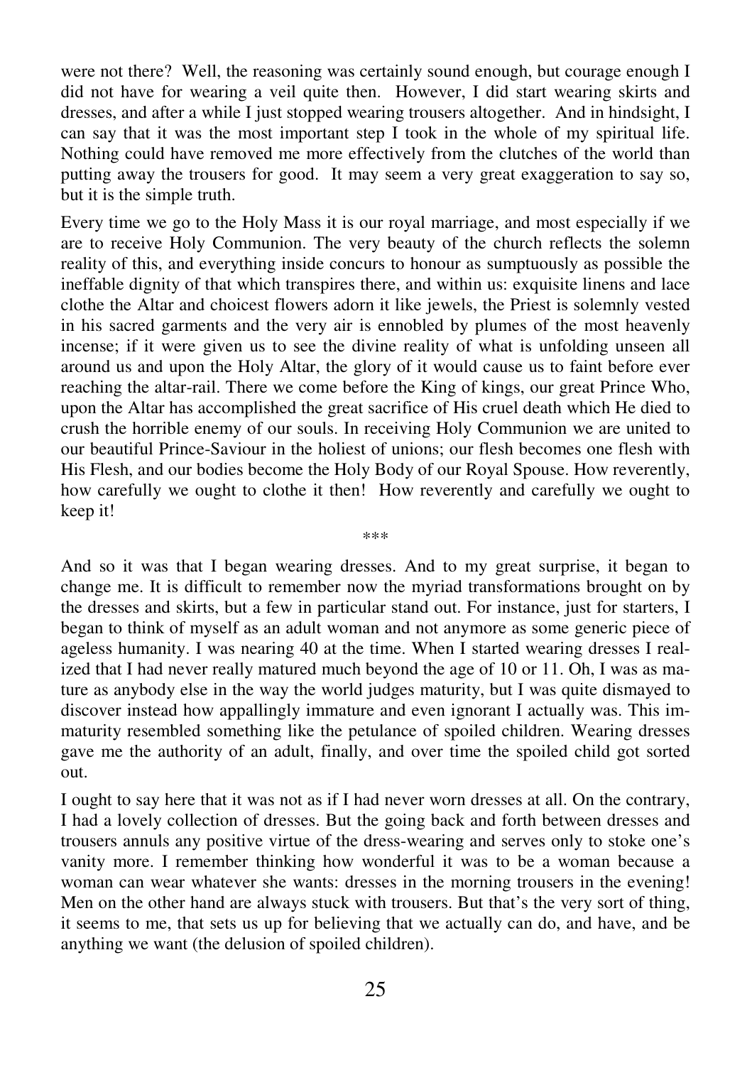were not there? Well, the reasoning was certainly sound enough, but courage enough I did not have for wearing a veil quite then. However, I did start wearing skirts and dresses, and after a while I just stopped wearing trousers altogether. And in hindsight, I can say that it was the most important step I took in the whole of my spiritual life. Nothing could have removed me more effectively from the clutches of the world than putting away the trousers for good. It may seem a very great exaggeration to say so, but it is the simple truth.

Every time we go to the Holy Mass it is our royal marriage, and most especially if we are to receive Holy Communion. The very beauty of the church reflects the solemn reality of this, and everything inside concurs to honour as sumptuously as possible the ineffable dignity of that which transpires there, and within us: exquisite linens and lace clothe the Altar and choicest flowers adorn it like jewels, the Priest is solemnly vested in his sacred garments and the very air is ennobled by plumes of the most heavenly incense; if it were given us to see the divine reality of what is unfolding unseen all around us and upon the Holy Altar, the glory of it would cause us to faint before ever reaching the altar-rail. There we come before the King of kings, our great Prince Who, upon the Altar has accomplished the great sacrifice of His cruel death which He died to crush the horrible enemy of our souls. In receiving Holy Communion we are united to our beautiful Prince-Saviour in the holiest of unions; our flesh becomes one flesh with His Flesh, and our bodies become the Holy Body of our Royal Spouse. How reverently, how carefully we ought to clothe it then! How reverently and carefully we ought to keep it!

\*\*\*

And so it was that I began wearing dresses. And to my great surprise, it began to change me. It is difficult to remember now the myriad transformations brought on by the dresses and skirts, but a few in particular stand out. For instance, just for starters, I began to think of myself as an adult woman and not anymore as some generic piece of ageless humanity. I was nearing 40 at the time. When I started wearing dresses I realized that I had never really matured much beyond the age of 10 or 11. Oh, I was as mature as anybody else in the way the world judges maturity, but I was quite dismayed to discover instead how appallingly immature and even ignorant I actually was. This immaturity resembled something like the petulance of spoiled children. Wearing dresses gave me the authority of an adult, finally, and over time the spoiled child got sorted out.

I ought to say here that it was not as if I had never worn dresses at all. On the contrary, I had a lovely collection of dresses. But the going back and forth between dresses and trousers annuls any positive virtue of the dress-wearing and serves only to stoke one's vanity more. I remember thinking how wonderful it was to be a woman because a woman can wear whatever she wants: dresses in the morning trousers in the evening! Men on the other hand are always stuck with trousers. But that's the very sort of thing, it seems to me, that sets us up for believing that we actually can do, and have, and be anything we want (the delusion of spoiled children).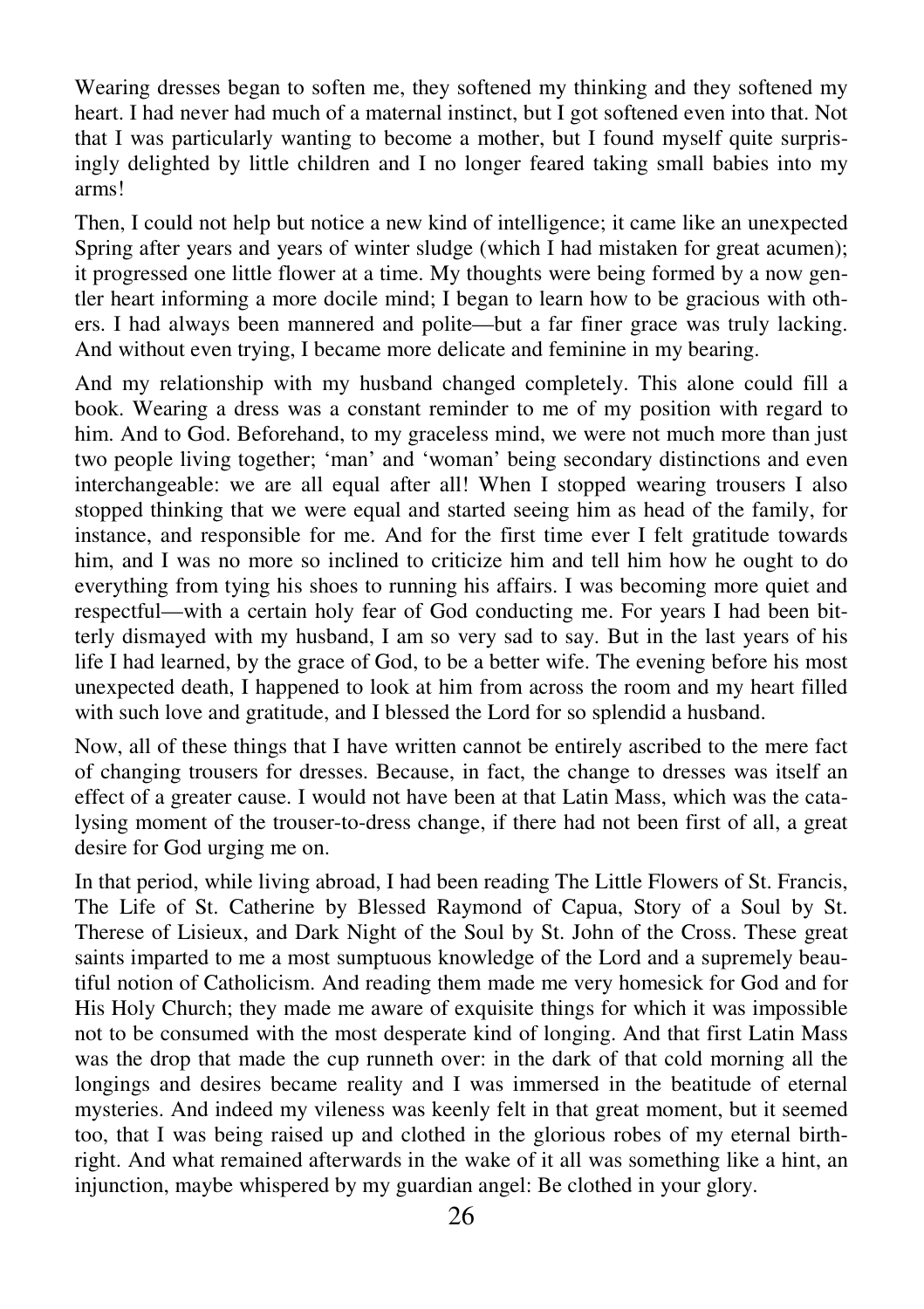Wearing dresses began to soften me, they softened my thinking and they softened my heart. I had never had much of a maternal instinct, but I got softened even into that. Not that I was particularly wanting to become a mother, but I found myself quite surprisingly delighted by little children and I no longer feared taking small babies into my arms!

Then, I could not help but notice a new kind of intelligence; it came like an unexpected Spring after years and years of winter sludge (which I had mistaken for great acumen); it progressed one little flower at a time. My thoughts were being formed by a now gentler heart informing a more docile mind; I began to learn how to be gracious with others. I had always been mannered and polite—but a far finer grace was truly lacking. And without even trying, I became more delicate and feminine in my bearing.

And my relationship with my husband changed completely. This alone could fill a book. Wearing a dress was a constant reminder to me of my position with regard to him. And to God. Beforehand, to my graceless mind, we were not much more than just two people living together; 'man' and 'woman' being secondary distinctions and even interchangeable: we are all equal after all! When I stopped wearing trousers I also stopped thinking that we were equal and started seeing him as head of the family, for instance, and responsible for me. And for the first time ever I felt gratitude towards him, and I was no more so inclined to criticize him and tell him how he ought to do everything from tying his shoes to running his affairs. I was becoming more quiet and respectful—with a certain holy fear of God conducting me. For years I had been bitterly dismayed with my husband, I am so very sad to say. But in the last years of his life I had learned, by the grace of God, to be a better wife. The evening before his most unexpected death, I happened to look at him from across the room and my heart filled with such love and gratitude, and I blessed the Lord for so splendid a husband.

Now, all of these things that I have written cannot be entirely ascribed to the mere fact of changing trousers for dresses. Because, in fact, the change to dresses was itself an effect of a greater cause. I would not have been at that Latin Mass, which was the catalysing moment of the trouser-to-dress change, if there had not been first of all, a great desire for God urging me on.

In that period, while living abroad, I had been reading The Little Flowers of St. Francis, The Life of St. Catherine by Blessed Raymond of Capua, Story of a Soul by St. Therese of Lisieux, and Dark Night of the Soul by St. John of the Cross. These great saints imparted to me a most sumptuous knowledge of the Lord and a supremely beautiful notion of Catholicism. And reading them made me very homesick for God and for His Holy Church; they made me aware of exquisite things for which it was impossible not to be consumed with the most desperate kind of longing. And that first Latin Mass was the drop that made the cup runneth over: in the dark of that cold morning all the longings and desires became reality and I was immersed in the beatitude of eternal mysteries. And indeed my vileness was keenly felt in that great moment, but it seemed too, that I was being raised up and clothed in the glorious robes of my eternal birthright. And what remained afterwards in the wake of it all was something like a hint, an injunction, maybe whispered by my guardian angel: Be clothed in your glory.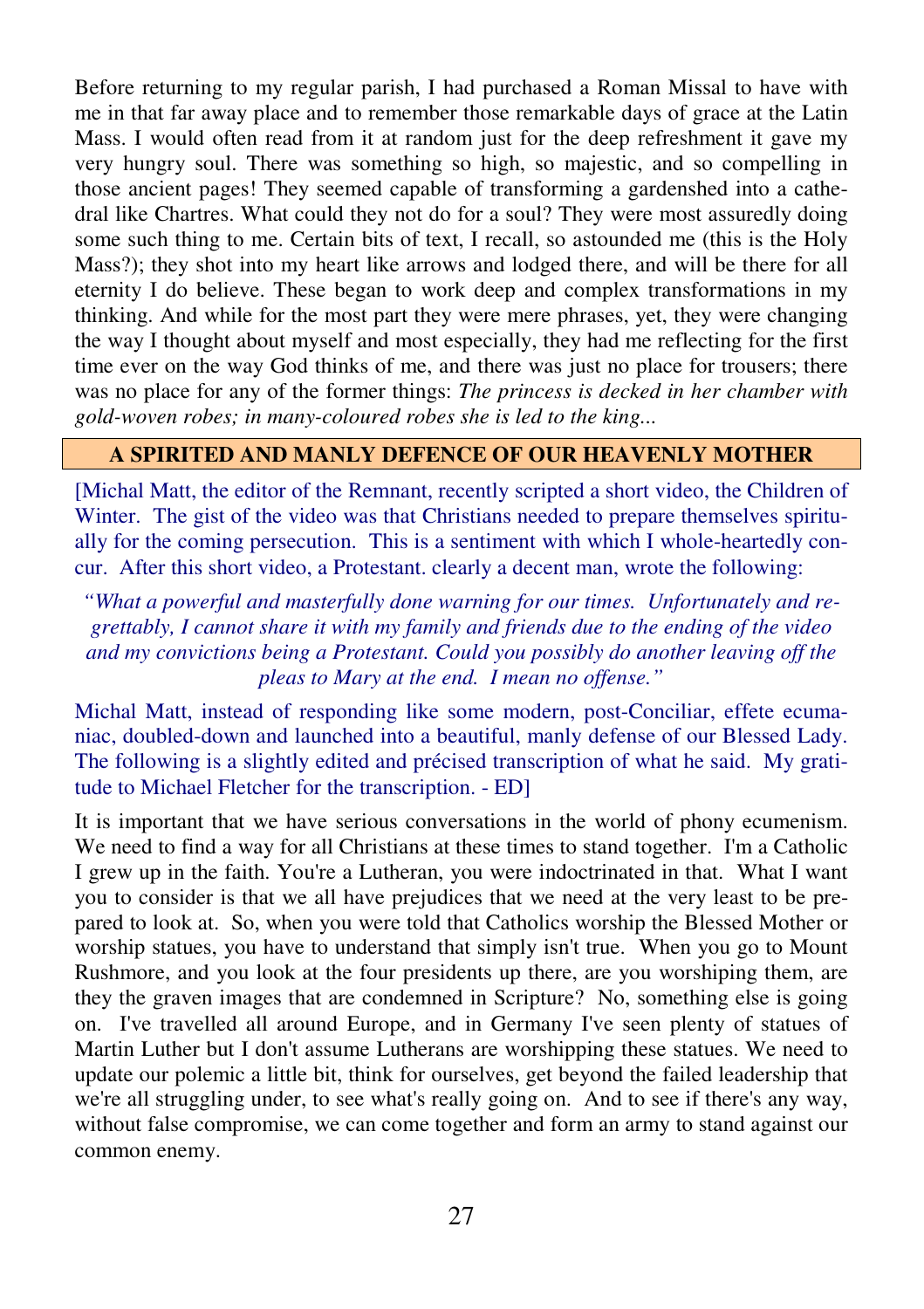Before returning to my regular parish, I had purchased a Roman Missal to have with me in that far away place and to remember those remarkable days of grace at the Latin Mass. I would often read from it at random just for the deep refreshment it gave my very hungry soul. There was something so high, so majestic, and so compelling in those ancient pages! They seemed capable of transforming a gardenshed into a cathedral like Chartres. What could they not do for a soul? They were most assuredly doing some such thing to me. Certain bits of text, I recall, so astounded me (this is the Holy Mass?); they shot into my heart like arrows and lodged there, and will be there for all eternity I do believe. These began to work deep and complex transformations in my thinking. And while for the most part they were mere phrases, yet, they were changing the way I thought about myself and most especially, they had me reflecting for the first time ever on the way God thinks of me, and there was just no place for trousers; there was no place for any of the former things: *The princess is decked in her chamber with gold-woven robes; in many-coloured robes she is led to the king...*

## A SPIRITED AND MANLY DEFENCE OF OUR HEAVENLY MOTHER

[Michal Matt, the editor of the Remnant, recently scripted a short video, the Children of Winter. The gist of the video was that Christians needed to prepare themselves spiritually for the coming persecution. This is a sentiment with which I whole-heartedly concur. After this short video, a Protestant. clearly a decent man, wrote the following:

*"What a powerful and masterfully done warning for our times. Unfortunately and regrettably, I cannot share it with my family and friends due to the ending of the video and my convictions being a Protestant. Could you possibly do another leaving off the pleas to Mary at the end. I mean no offense."*

Michal Matt, instead of responding like some modern, post-Conciliar, effete ecumaniac, doubled-down and launched into a beautiful, manly defense of our Blessed Lady. The following is a slightly edited and précised transcription of what he said. My gratitude to Michael Fletcher for the transcription. - ED]

It is important that we have serious conversations in the world of phony ecumenism. We need to find a way for all Christians at these times to stand together. I'm a Catholic I grew up in the faith. You're a Lutheran, you were indoctrinated in that. What I want you to consider is that we all have prejudices that we need at the very least to be prepared to look at. So, when you were told that Catholics worship the Blessed Mother or worship statues, you have to understand that simply isn't true. When you go to Mount Rushmore, and you look at the four presidents up there, are you worshiping them, are they the graven images that are condemned in Scripture? No, something else is going on. I've travelled all around Europe, and in Germany I've seen plenty of statues of Martin Luther but I don't assume Lutherans are worshipping these statues. We need to update our polemic a little bit, think for ourselves, get beyond the failed leadership that we're all struggling under, to see what's really going on. And to see if there's any way, without false compromise, we can come together and form an army to stand against our common enemy.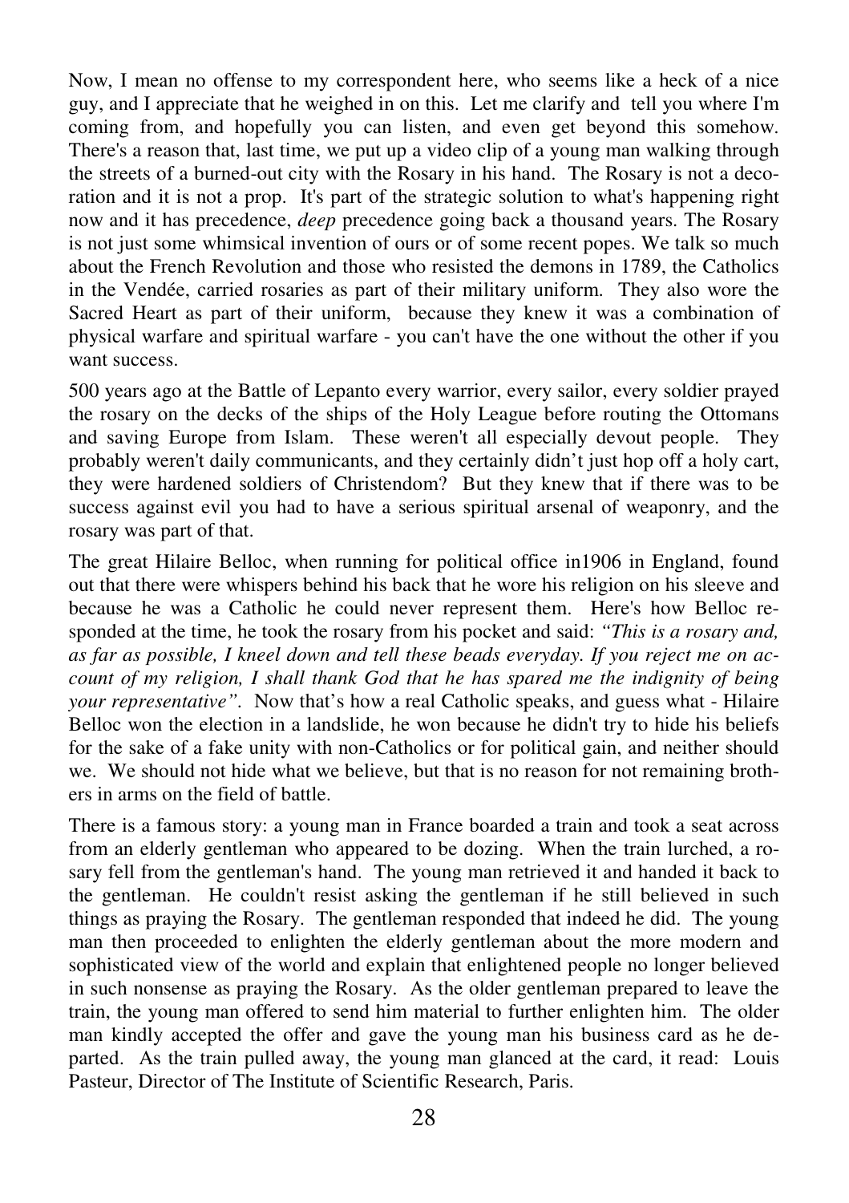Now, I mean no offense to my correspondent here, who seems like a heck of a nice guy, and I appreciate that he weighed in on this. Let me clarify and tell you where I'm coming from, and hopefully you can listen, and even get beyond this somehow. There's a reason that, last time, we put up a video clip of a young man walking through the streets of a burned-out city with the Rosary in his hand. The Rosary is not a decoration and it is not a prop. It's part of the strategic solution to what's happening right now and it has precedence, *deep* precedence going back a thousand years. The Rosary is not just some whimsical invention of ours or of some recent popes. We talk so much about the French Revolution and those who resisted the demons in 1789, the Catholics in the Vendée, carried rosaries as part of their military uniform. They also wore the Sacred Heart as part of their uniform, because they knew it was a combination of physical warfare and spiritual warfare - you can't have the one without the other if you want success.

500 years ago at the Battle of Lepanto every warrior, every sailor, every soldier prayed the rosary on the decks of the ships of the Holy League before routing the Ottomans and saving Europe from Islam. These weren't all especially devout people. They probably weren't daily communicants, and they certainly didn't just hop off a holy cart, they were hardened soldiers of Christendom? But they knew that if there was to be success against evil you had to have a serious spiritual arsenal of weaponry, and the rosary was part of that.

The great Hilaire Belloc, when running for political office in1906 in England, found out that there were whispers behind his back that he wore his religion on his sleeve and because he was a Catholic he could never represent them. Here's how Belloc responded at the time, he took the rosary from his pocket and said: *"This is a rosary and, as far as possible, I kneel down and tell these beads everyday. If you reject me on account of my religion, I shall thank God that he has spared me the indignity of being your representative"*. Now that's how a real Catholic speaks, and guess what - Hilaire Belloc won the election in a landslide, he won because he didn't try to hide his beliefs for the sake of a fake unity with non-Catholics or for political gain, and neither should we. We should not hide what we believe, but that is no reason for not remaining brothers in arms on the field of battle.

There is a famous story: a young man in France boarded a train and took a seat across from an elderly gentleman who appeared to be dozing. When the train lurched, a rosary fell from the gentleman's hand. The young man retrieved it and handed it back to the gentleman. He couldn't resist asking the gentleman if he still believed in such things as praying the Rosary. The gentleman responded that indeed he did. The young man then proceeded to enlighten the elderly gentleman about the more modern and sophisticated view of the world and explain that enlightened people no longer believed in such nonsense as praying the Rosary. As the older gentleman prepared to leave the train, the young man offered to send him material to further enlighten him. The older man kindly accepted the offer and gave the young man his business card as he departed. As the train pulled away, the young man glanced at the card, it read: Louis Pasteur, Director of The Institute of Scientific Research, Paris.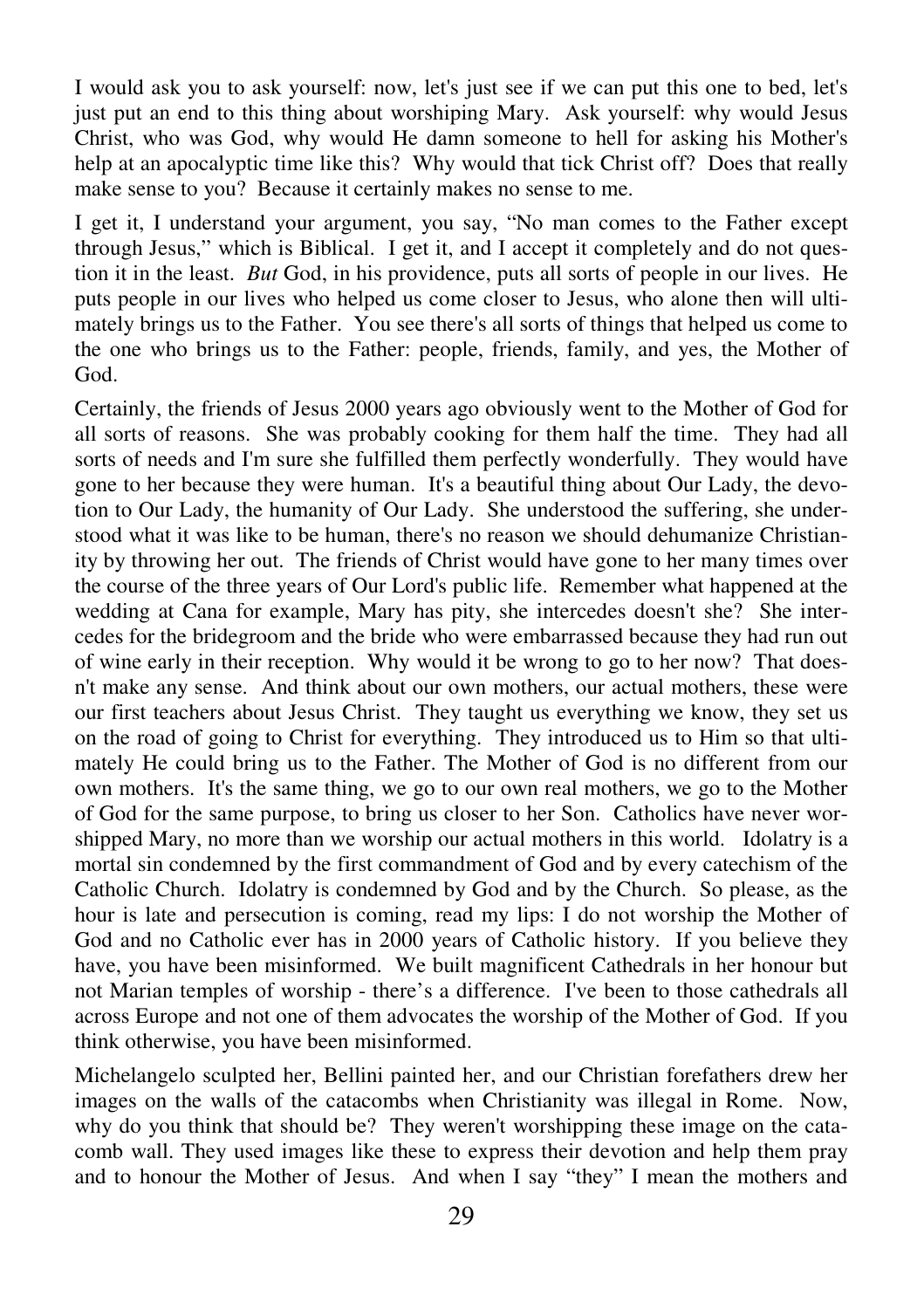I would ask you to ask yourself: now, let's just see if we can put this one to bed, let's just put an end to this thing about worshiping Mary. Ask yourself: why would Jesus Christ, who was God, why would He damn someone to hell for asking his Mother's help at an apocalyptic time like this? Why would that tick Christ off? Does that really make sense to you? Because it certainly makes no sense to me.

I get it, I understand your argument, you say, "No man comes to the Father except through Jesus," which is Biblical. I get it, and I accept it completely and do not question it in the least. *But* God, in his providence, puts all sorts of people in our lives. He puts people in our lives who helped us come closer to Jesus, who alone then will ultimately brings us to the Father. You see there's all sorts of things that helped us come to the one who brings us to the Father: people, friends, family, and yes, the Mother of God.

Certainly, the friends of Jesus 2000 years ago obviously went to the Mother of God for all sorts of reasons. She was probably cooking for them half the time. They had all sorts of needs and I'm sure she fulfilled them perfectly wonderfully. They would have gone to her because they were human. It's a beautiful thing about Our Lady, the devotion to Our Lady, the humanity of Our Lady. She understood the suffering, she understood what it was like to be human, there's no reason we should dehumanize Christianity by throwing her out. The friends of Christ would have gone to her many times over the course of the three years of Our Lord's public life. Remember what happened at the wedding at Cana for example, Mary has pity, she intercedes doesn't she? She intercedes for the bridegroom and the bride who were embarrassed because they had run out of wine early in their reception. Why would it be wrong to go to her now? That doesn't make any sense. And think about our own mothers, our actual mothers, these were our first teachers about Jesus Christ. They taught us everything we know, they set us on the road of going to Christ for everything. They introduced us to Him so that ultimately He could bring us to the Father. The Mother of God is no different from our own mothers. It's the same thing, we go to our own real mothers, we go to the Mother of God for the same purpose, to bring us closer to her Son. Catholics have never worshipped Mary, no more than we worship our actual mothers in this world. Idolatry is a mortal sin condemned by the first commandment of God and by every catechism of the Catholic Church. Idolatry is condemned by God and by the Church. So please, as the hour is late and persecution is coming, read my lips: I do not worship the Mother of God and no Catholic ever has in 2000 years of Catholic history. If you believe they have, you have been misinformed. We built magnificent Cathedrals in her honour but not Marian temples of worship - there's a difference. I've been to those cathedrals all across Europe and not one of them advocates the worship of the Mother of God. If you think otherwise, you have been misinformed.

Michelangelo sculpted her, Bellini painted her, and our Christian forefathers drew her images on the walls of the catacombs when Christianity was illegal in Rome. Now, why do you think that should be? They weren't worshipping these image on the catacomb wall. They used images like these to express their devotion and help them pray and to honour the Mother of Jesus. And when I say "they" I mean the mothers and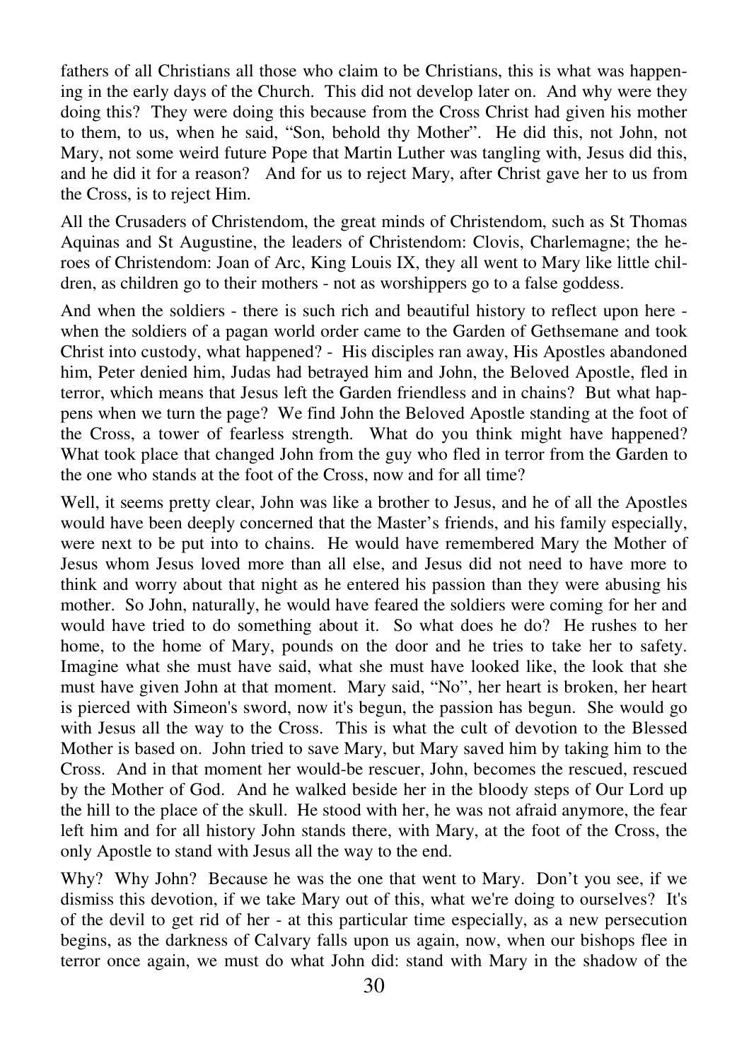fathers of all Christians all those who claim to be Christians, this is what was happening in the early days of the Church. This did not develop later on. And why were they doing this? They were doing this because from the Cross Christ had given his mother to them, to us, when he said, "Son, behold thy Mother". He did this, not John, not Mary, not some weird future Pope that Martin Luther was tangling with, Jesus did this, and he did it for a reason? And for us to reject Mary, after Christ gave her to us from the Cross, is to reject Him.

All the Crusaders of Christendom, the great minds of Christendom, such as St Thomas Aquinas and St Augustine, the leaders of Christendom: Clovis, Charlemagne; the heroes of Christendom: Joan of Arc, King Louis IX, they all went to Mary like little children, as children go to their mothers - not as worshippers go to a false goddess.

And when the soldiers - there is such rich and beautiful history to reflect upon here - when the soldiers of a pagan world order came to the Garden of Gethsemane and took Christ into custody, what happened? - His disciples ran away, His Apostles abandoned him, Peter denied him, Judas had betrayed him and John, the Beloved Apostle, fled in terror, which means that Jesus left the Garden friendless and in chains? But what happens when we turn the page? We find John the Beloved Apostle standing at the foot of the Cross, a tower of fearless strength. What do you think might have happened? What took place that changed John from the guy who fled in terror from the Garden to the one who stands at the foot of the Cross, now and for all time?

Well, it seems pretty clear, John was like a brother to Jesus, and he of all the Apostles would have been deeply concerned that the Master's friends, and his family especially, were next to be put into to chains. He would have remembered Mary the Mother of Jesus whom Jesus loved more than all else, and Jesus did not need to have more to think and worry about that night as he entered his passion than they were abusing his mother. So John, naturally, he would have feared the soldiers were coming for her and would have tried to do something about it. So what does he do? He rushes to her home, to the home of Mary, pounds on the door and he tries to take her to safety. Imagine what she must have said, what she must have looked like, the look that she must have given John at that moment. Mary said, "No", her heart is broken, her heart is pierced with Simeon's sword, now it's begun, the passion has begun. She would go with Jesus all the way to the Cross. This is what the cult of devotion to the Blessed Mother is based on. John tried to save Mary, but Mary saved him by taking him to the Cross. And in that moment her would-be rescuer, John, becomes the rescued, rescued by the Mother of God. And he walked beside her in the bloody steps of Our Lord up the hill to the place of the skull. He stood with her, he was not afraid anymore, the fear left him and for all history John stands there, with Mary, at the foot of the Cross, the only Apostle to stand with Jesus all the way to the end.

Why? Why John? Because he was the one that went to Mary. Don't you see, if we dismiss this devotion, if we take Mary out of this, what we're doing to ourselves? It's of the devil to get rid of her - at this particular time especially, as a new persecution begins, as the darkness of Calvary falls upon us again, now, when our bishops flee in terror once again, we must do what John did: stand with Mary in the shadow of the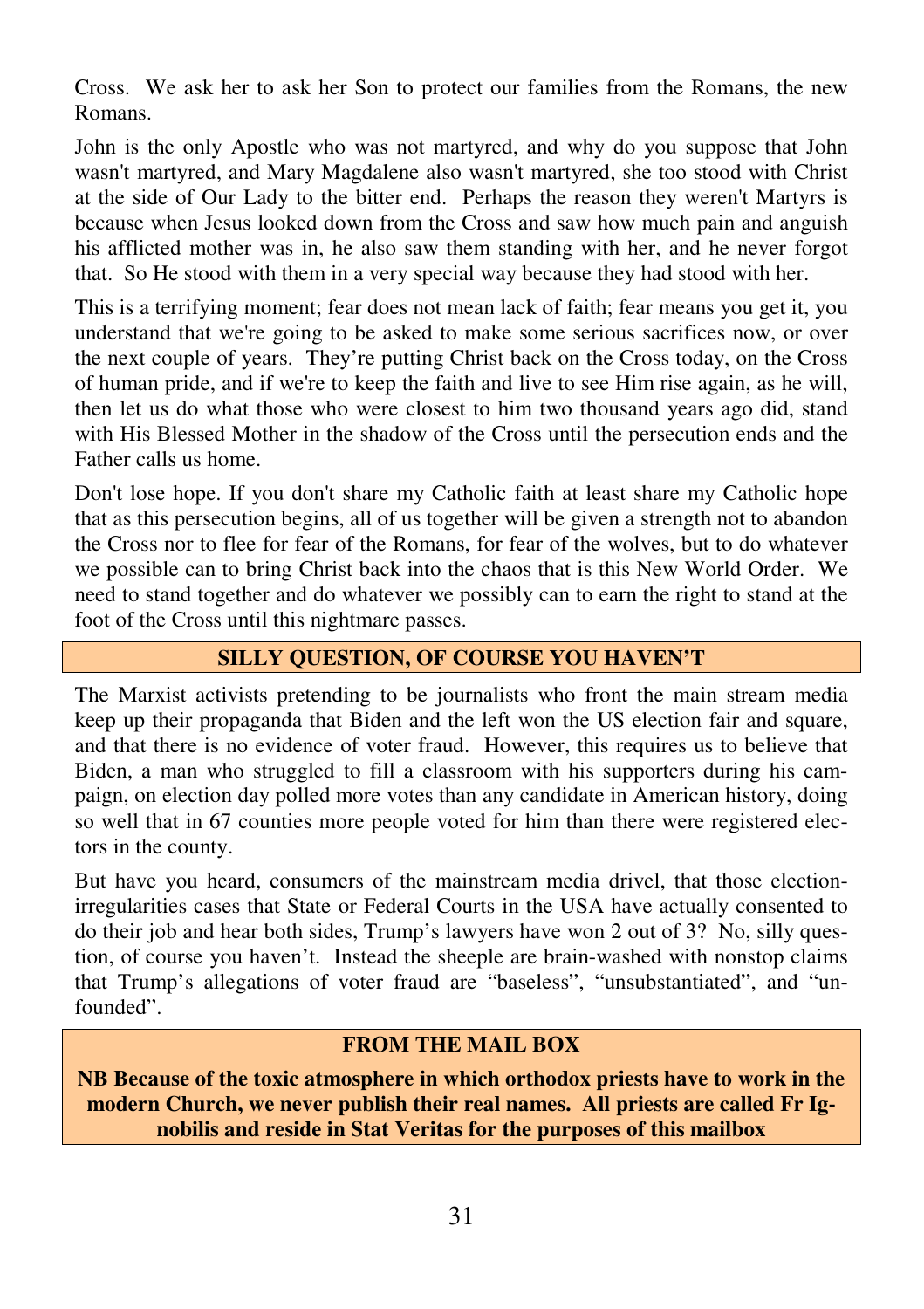Cross. We ask her to ask her Son to protect our families from the Romans, the new Romans.

John is the only Apostle who was not martyred, and why do you suppose that John wasn't martyred, and Mary Magdalene also wasn't martyred, she too stood with Christ at the side of Our Lady to the bitter end. Perhaps the reason they weren't Martyrs is because when Jesus looked down from the Cross and saw how much pain and anguish his afflicted mother was in, he also saw them standing with her, and he never forgot that. So He stood with them in a very special way because they had stood with her.

This is a terrifying moment; fear does not mean lack of faith; fear means you get it, you understand that we're going to be asked to make some serious sacrifices now, or over the next couple of years. They're putting Christ back on the Cross today, on the Cross of human pride, and if we're to keep the faith and live to see Him rise again, as he will, then let us do what those who were closest to him two thousand years ago did, stand with His Blessed Mother in the shadow of the Cross until the persecution ends and the Father calls us home.

Don't lose hope. If you don't share my Catholic faith at least share my Catholic hope that as this persecution begins, all of us together will be given a strength not to abandon the Cross nor to flee for fear of the Romans, for fear of the wolves, but to do whatever we possible can to bring Christ back into the chaos that is this New World Order. We need to stand together and do whatever we possibly can to earn the right to stand at the foot of the Cross until this nightmare passes.

## SILLY QUESTION, OF COURSE YOU HAVEN'T

The Marxist activists pretending to be journalists who front the main stream media keep up their propaganda that Biden and the left won the US election fair and square, and that there is no evidence of voter fraud. However, this requires us to believe that Biden, a man who struggled to fill a classroom with his supporters during his campaign, on election day polled more votes than any candidate in American history, doing so well that in 67 counties more people voted for him than there were registered electors in the county.

But have you heard, consumers of the mainstream media drivel, that those election-irregularities cases that State or Federal Courts in the USA have actually consented to do their job and hear both sides, Trump's lawyers have won 2 out of 3? No, silly question, of course you haven't. Instead the sheeple are brain-washed with nonstop claims that Trump's allegations of voter fraud are "baseless", "unsubstantiated", and "unfounded".

## FROM THE MAIL BOX

**NB Because of the toxic atmosphere in which orthodox priests have to work in the modern Church, we never publish their real names. All priests are called Fr Ignobilis and reside in Stat Veritas for the purposes of this mailbox**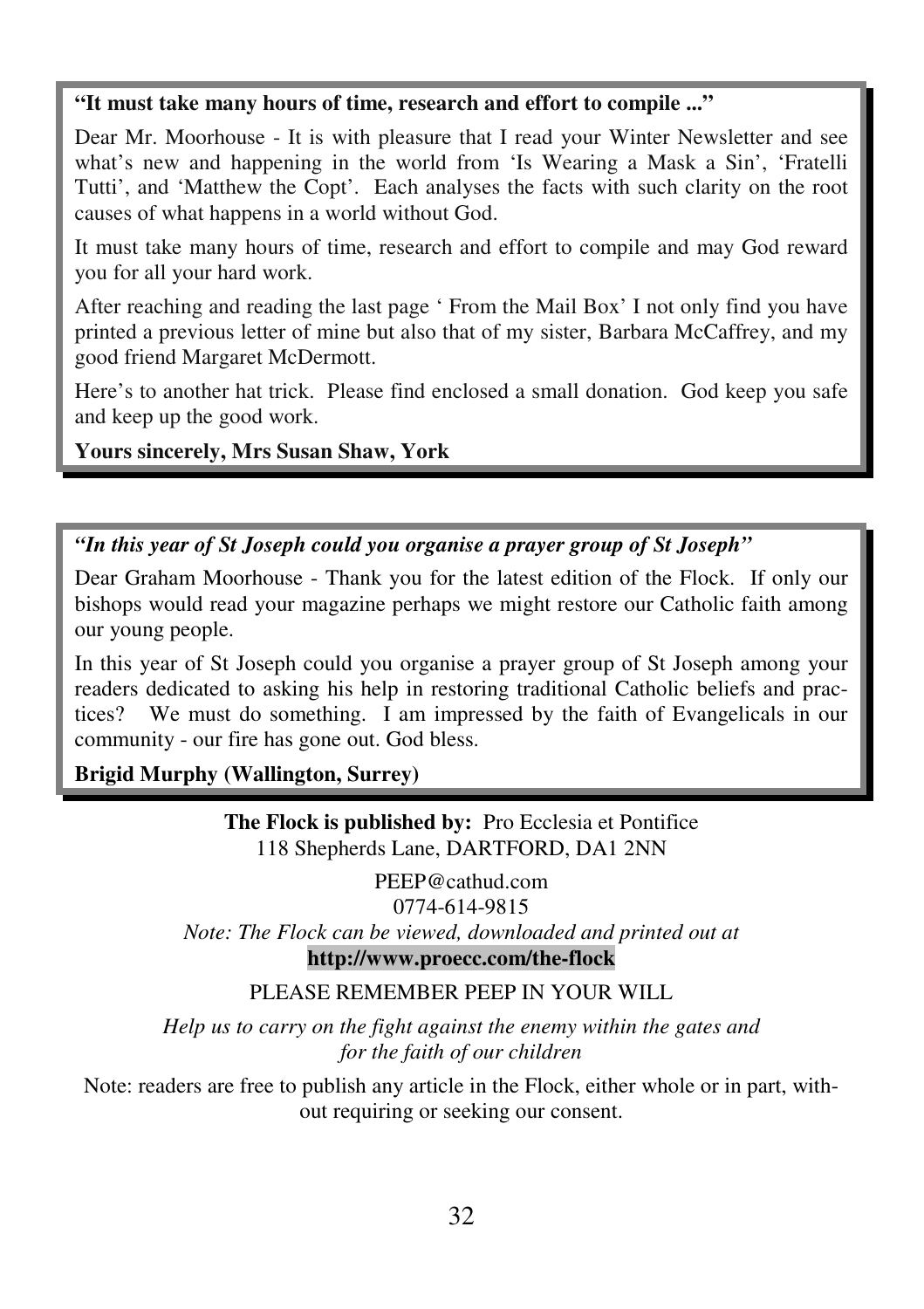**"It must take many hours of time, research and effort to compile ..."**

Dear Mr. Moorhouse - It is with pleasure that I read your Winter Newsletter and see what's new and happening in the world from 'Is Wearing a Mask a Sin', 'Fratelli Tutti', and 'Matthew the Copt'. Each analyses the facts with such clarity on the root causes of what happens in a world without God.

It must take many hours of time, research and effort to compile and may God reward you for all your hard work.

After reaching and reading the last page ' From the Mail Box' I not only find you have printed a previous letter of mine but also that of my sister, Barbara McCaffrey, and my good friend Margaret McDermott.

Here's to another hat trick. Please find enclosed a small donation. God keep you safe and keep up the good work.

**Yours sincerely, Mrs Susan Shaw, York**

***"In this year of St Joseph could you organise a prayer group of St Joseph"***

Dear Graham Moorhouse - Thank you for the latest edition of the Flock. If only our bishops would read your magazine perhaps we might restore our Catholic faith among our young people.

In this year of St Joseph could you organise a prayer group of St Joseph among your readers dedicated to asking his help in restoring traditional Catholic beliefs and practices? We must do something. I am impressed by the faith of Evangelicals in our community - our fire has gone out. God bless.

**Brigid Murphy (Wallington, Surrey)**

**The Flock is published by:** Pro Ecclesia et Pontifice
118 Shepherds Lane, DARTFORD, DA1 2NN

PEEP@cathud.com
0774-614-9815

*Note: The Flock can be viewed, downloaded and printed out at*
**http://www.proecc.com/the-flock**

PLEASE REMEMBER PEEP IN YOUR WILL

*Help us to carry on the fight against the enemy within the gates and for the faith of our children*

Note: readers are free to publish any article in the Flock, either whole or in part, without requiring or seeking our consent.